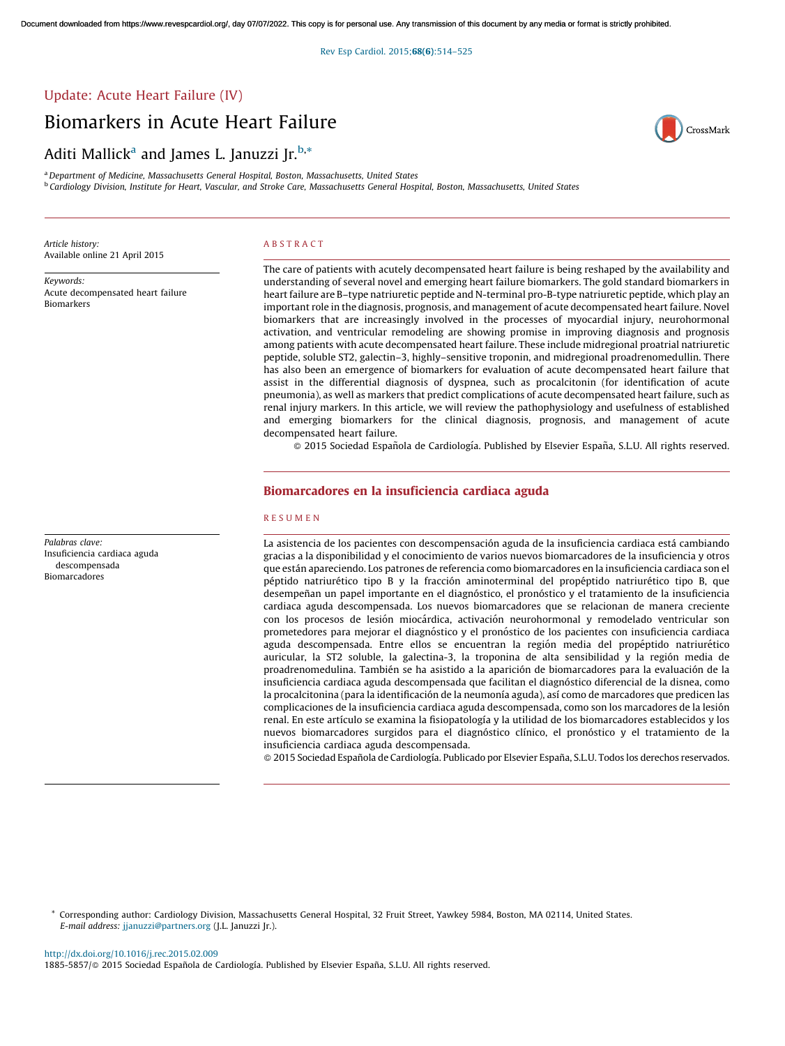Update: Acute Heart Failure (IV)

# Biomarkers in Acute Heart Failure

Aditi Mallick[a] and James L. Januzzi Jr.[b,*]

[a] Department of Medicine, Massachusetts General Hospital, Boston, Massachusetts, United States
[b] Cardiology Division, Institute for Heart, Vascular, and Stroke Care, Massachusetts General Hospital, Boston, Massachusetts, United States

*Article history:*
Available online 21 April 2015

*Keywords:*
Acute decompensated heart failure
Biomarkers

## ABSTRACT

The care of patients with acutely decompensated heart failure is being reshaped by the availability and understanding of several novel and emerging heart failure biomarkers. The gold standard biomarkers in heart failure are B–type natriuretic peptide and N-terminal pro-B-type natriuretic peptide, which play an important role in the diagnosis, prognosis, and management of acute decompensated heart failure. Novel biomarkers that are increasingly involved in the processes of myocardial injury, neurohormonal activation, and ventricular remodeling are showing promise in improving diagnosis and prognosis among patients with acute decompensated heart failure. These include midregional proatrial natriuretic peptide, soluble ST2, galectin–3, highly–sensitive troponin, and midregional proadrenomedullin. There has also been an emergence of biomarkers for evaluation of acute decompensated heart failure that assist in the differential diagnosis of dyspnea, such as procalcitonin (for identification of acute pneumonia), as well as markers that predict complications of acute decompensated heart failure, such as renal injury markers. In this article, we will review the pathophysiology and usefulness of established and emerging biomarkers for the clinical diagnosis, prognosis, and management of acute decompensated heart failure.

© 2015 Sociedad Española de Cardiología. Published by Elsevier España, S.L.U. All rights reserved.

## Biomarcadores en la insuficiencia cardiaca aguda

*Palabras clave:*
Insuficiencia cardiaca aguda descompensada
Biomarcadores

## RESUMEN

La asistencia de los pacientes con descompensación aguda de la insuficiencia cardiaca está cambiando gracias a la disponibilidad y el conocimiento de varios nuevos biomarcadores de la insuficiencia y otros que están apareciendo. Los patrones de referencia como biomarcadores en la insuficiencia cardiaca son el péptido natriurético tipo B y la fracción aminoterminal del propéptido natriurético tipo B, que desempeñan un papel importante en el diagnóstico, el pronóstico y el tratamiento de la insuficiencia cardiaca aguda descompensada. Los nuevos biomarcadores que se relacionan de manera creciente con los procesos de lesión miocárdica, activación neurohormonal y remodelado ventricular son prometedores para mejorar el diagnóstico y el pronóstico de los pacientes con insuficiencia cardiaca aguda descompensada. Entre ellos se encuentran la región media del propéptido natriurético auricular, la ST2 soluble, la galectina-3, la troponina de alta sensibilidad y la región media de proadrenomedulina. También se ha asistido a la aparición de biomarcadores para la evaluación de la insuficiencia cardiaca aguda descompensada que facilitan el diagnóstico diferencial de la disnea, como la procalcitonina (para la identificación de la neumonía aguda), así como de marcadores que predicen las complicaciones de la insuficiencia cardiaca aguda descompensada, como son los marcadores de la lesión renal. En este artículo se examina la fisiopatología y la utilidad de los biomarcadores establecidos y los nuevos biomarcadores surgidos para el diagnóstico clínico, el pronóstico y el tratamiento de la insuficiencia cardiaca aguda descompensada.

© 2015 Sociedad Española de Cardiología. Publicado por Elsevier España, S.L.U. Todos los derechos reservados.

* Corresponding author: Cardiology Division, Massachusetts General Hospital, 32 Fruit Street, Yawkey 5984, Boston, MA 02114, United States.
*E-mail address:* jjanuzzi@partners.org (J.L. Januzzi Jr.).

http://dx.doi.org/10.1016/j.rec.2015.02.009
1885-5857/© 2015 Sociedad Española de Cardiología. Published by Elsevier España, S.L.U. All rights reserved.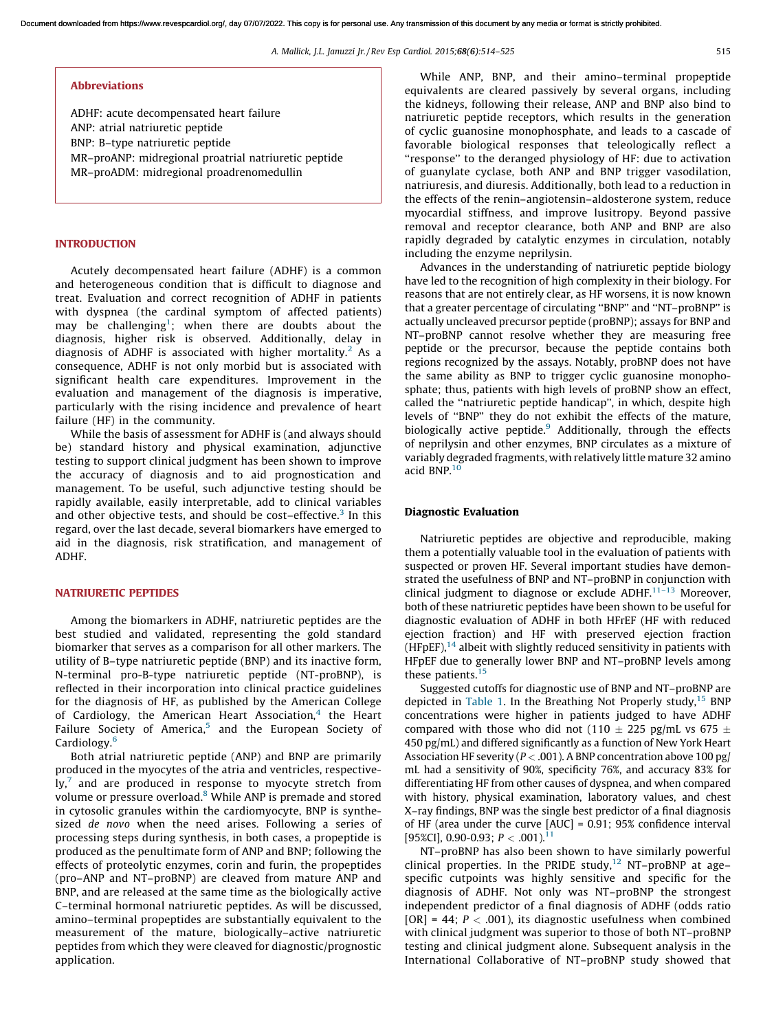**Abbreviations**

ADHF: acute decompensated heart failure
ANP: atrial natriuretic peptide
BNP: B-type natriuretic peptide
MR-proANP: midregional proatrial natriuretic peptide
MR-proADM: midregional proadrenomedullin

## INTRODUCTION

Acutely decompensated heart failure (ADHF) is a common and heterogeneous condition that is difficult to diagnose and treat. Evaluation and correct recognition of ADHF in patients with dyspnea (the cardinal symptom of affected patients) may be challenging[1]; when there are doubts about the diagnosis, higher risk is observed. Additionally, delay in diagnosis of ADHF is associated with higher mortality.[2] As a consequence, ADHF is not only morbid but is associated with significant health care expenditures. Improvement in the evaluation and management of the diagnosis is imperative, particularly with the rising incidence and prevalence of heart failure (HF) in the community.

While the basis of assessment for ADHF is (and always should be) standard history and physical examination, adjunctive testing to support clinical judgment has been shown to improve the accuracy of diagnosis and to aid prognostication and management. To be useful, such adjunctive testing should be rapidly available, easily interpretable, add to clinical variables and other objective tests, and should be cost-effective.[3] In this regard, over the last decade, several biomarkers have emerged to aid in the diagnosis, risk stratification, and management of ADHF.

## NATRIURETIC PEPTIDES

Among the biomarkers in ADHF, natriuretic peptides are the best studied and validated, representing the gold standard biomarker that serves as a comparison for all other markers. The utility of B-type natriuretic peptide (BNP) and its inactive form, N-terminal pro-B-type natriuretic peptide (NT-proBNP), is reflected in their incorporation into clinical practice guidelines for the diagnosis of HF, as published by the American College of Cardiology, the American Heart Association,[4] the Heart Failure Society of America,[5] and the European Society of Cardiology.[6]

Both atrial natriuretic peptide (ANP) and BNP are primarily produced in the myocytes of the atria and ventricles, respectively,[7] and are produced in response to myocyte stretch from volume or pressure overload.[8] While ANP is premade and stored in cytosolic granules within the cardiomyocyte, BNP is synthesized *de novo* when the need arises. Following a series of processing steps during synthesis, in both cases, a propeptide is produced as the penultimate form of ANP and BNP; following the effects of proteolytic enzymes, corin and furin, the propeptides (pro-ANP and NT-proBNP) are cleaved from mature ANP and BNP, and are released at the same time as the biologically active C-terminal hormonal natriuretic peptides. As will be discussed, amino-terminal propeptides are substantially equivalent to the measurement of the mature, biologically-active natriuretic peptides from which they were cleaved for diagnostic/prognostic application.

While ANP, BNP, and their amino-terminal propeptide equivalents are cleared passively by several organs, including the kidneys, following their release, ANP and BNP also bind to natriuretic peptide receptors, which results in the generation of cyclic guanosine monophosphate, and leads to a cascade of favorable biological responses that teleologically reflect a "response" to the deranged physiology of HF: due to activation of guanylate cyclase, both ANP and BNP trigger vasodilation, natriuresis, and diuresis. Additionally, both lead to a reduction in the effects of the renin-angiotensin-aldosterone system, reduce myocardial stiffness, and improve lusitropy. Beyond passive removal and receptor clearance, both ANP and BNP are also rapidly degraded by catalytic enzymes in circulation, notably including the enzyme neprilysin.

Advances in the understanding of natriuretic peptide biology have led to the recognition of high complexity in their biology. For reasons that are not entirely clear, as HF worsens, it is now known that a greater percentage of circulating "BNP" and "NT-proBNP" is actually uncleaved precursor peptide (proBNP); assays for BNP and NT-proBNP cannot resolve whether they are measuring free peptide or the precursor, because the peptide contains both regions recognized by the assays. Notably, proBNP does not have the same ability as BNP to trigger cyclic guanosine monophosphate; thus, patients with high levels of proBNP show an effect, called the "natriuretic peptide handicap", in which, despite high levels of "BNP" they do not exhibit the effects of the mature, biologically active peptide.[9] Additionally, through the effects of neprilysin and other enzymes, BNP circulates as a mixture of variably degraded fragments, with relatively little mature 32 amino acid BNP.[10]

### Diagnostic Evaluation

Natriuretic peptides are objective and reproducible, making them a potentially valuable tool in the evaluation of patients with suspected or proven HF. Several important studies have demonstrated the usefulness of BNP and NT-proBNP in conjunction with clinical judgment to diagnose or exclude ADHF.[11-13] Moreover, both of these natriuretic peptides have been shown to be useful for diagnostic evaluation of ADHF in both HFrEF (HF with reduced ejection fraction) and HF with preserved ejection fraction (HFpEF),[14] albeit with slightly reduced sensitivity in patients with HFpEF due to generally lower BNP and NT-proBNP levels among these patients.[15]

Suggested cutoffs for diagnostic use of BNP and NT-proBNP are depicted in Table 1. In the Breathing Not Properly study,[15] BNP concentrations were higher in patients judged to have ADHF compared with those who did not (110 ± 225 pg/mL vs 675 ± 450 pg/mL) and differed significantly as a function of New York Heart Association HF severity ($P < .001$). A BNP concentration above 100 pg/mL had a sensitivity of 90%, specificity 76%, and accuracy 83% for differentiating HF from other causes of dyspnea, and when compared with history, physical examination, laboratory values, and chest X-ray findings, BNP was the single best predictor of a final diagnosis of HF (area under the curve [AUC] = 0.91; 95% confidence interval [95%CI], 0.90-0.93; $P < .001$).[11]

NT-proBNP has also been shown to have similarly powerful clinical properties. In the PRIDE study,[12] NT-proBNP at age-specific cutpoints was highly sensitive and specific for the diagnosis of ADHF. Not only was NT-proBNP the strongest independent predictor of a final diagnosis of ADHF (odds ratio [OR] = 44; $P < .001$), its diagnostic usefulness when combined with clinical judgment was superior to those of both NT-proBNP testing and clinical judgment alone. Subsequent analysis in the International Collaborative of NT-proBNP study showed that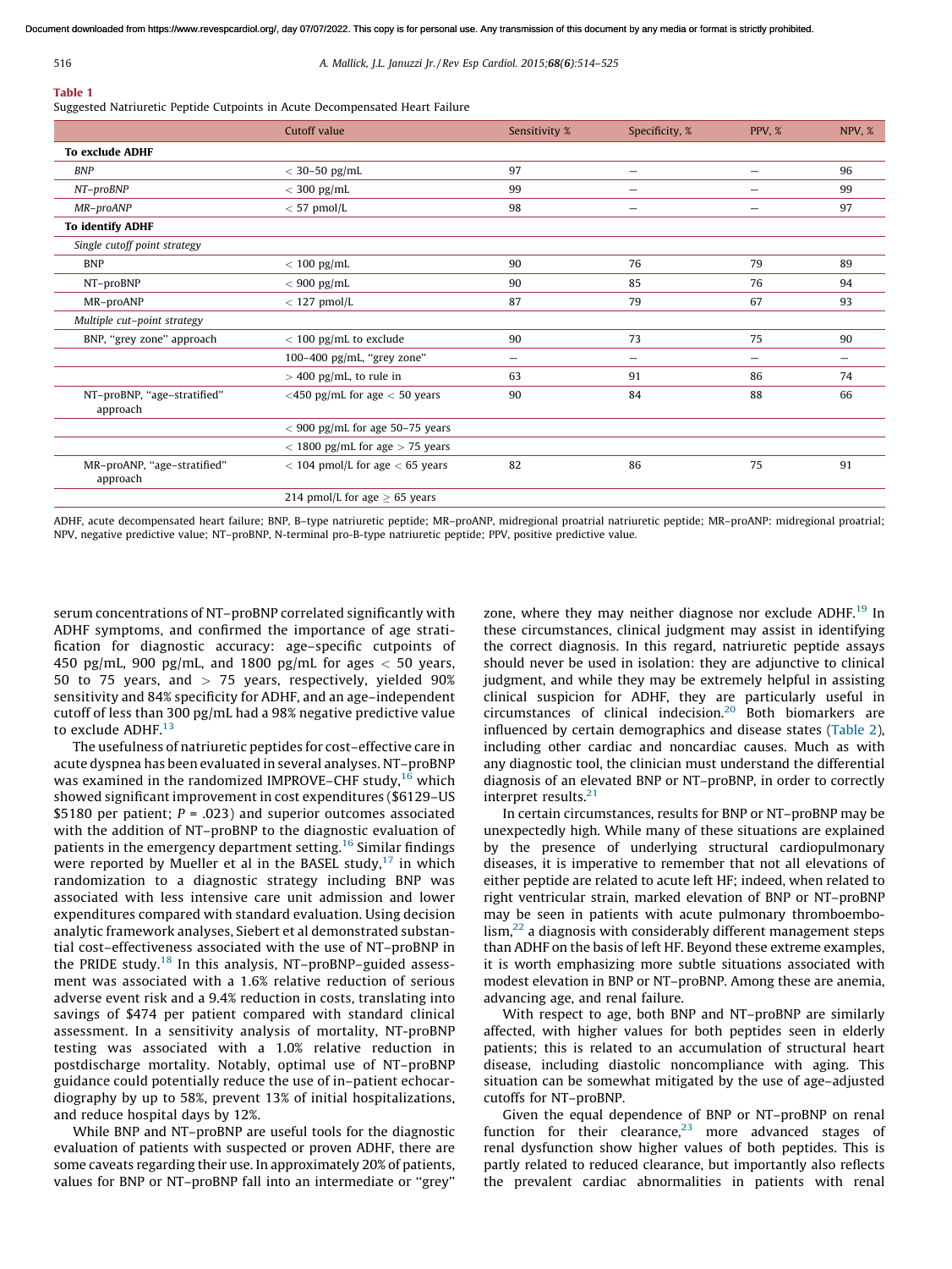**Table 1**

Suggested Natriuretic Peptide Cutpoints in Acute Decompensated Heart Failure

| | Cutoff value | Sensitivity % | Specificity, % | PPV, % | NPV, % |
|---|---|---|---|---|---|
| **To exclude ADHF** | | | | | |
| *BNP* | < 30–50 pg/mL | 97 | – | – | 96 |
| *NT–proBNP* | < 300 pg/mL | 99 | – | – | 99 |
| *MR–proANP* | < 57 pmol/L | 98 | – | – | 97 |
| **To identify ADHF** | | | | | |
| *Single cutoff point strategy* | | | | | |
| BNP | < 100 pg/mL | 90 | 76 | 79 | 89 |
| NT–proBNP | < 900 pg/mL | 90 | 85 | 76 | 94 |
| MR–proANP | < 127 pmol/L | 87 | 79 | 67 | 93 |
| *Multiple cut–point strategy* | | | | | |
| BNP, "grey zone" approach | < 100 pg/mL to exclude | 90 | 73 | 75 | 90 |
| | 100–400 pg/mL, "grey zone" | – | – | – | – |
| | > 400 pg/mL, to rule in | 63 | 91 | 86 | 74 |
| NT–proBNP, "age–stratified" approach | <450 pg/mL for age < 50 years | 90 | 84 | 88 | 66 |
| | < 900 pg/mL for age 50–75 years | | | | |
| | < 1800 pg/mL for age > 75 years | | | | |
| MR–proANP, "age–stratified" approach | < 104 pmol/L for age < 65 years | 82 | 86 | 75 | 91 |
| | 214 pmol/L for age ≥ 65 years | | | | |

ADHF, acute decompensated heart failure; BNP, B–type natriuretic peptide; MR–proANP, midregional proatrial natriuretic peptide; MR–proANP: midregional proatrial; NPV, negative predictive value; NT–proBNP, N-terminal pro-B-type natriuretic peptide; PPV, positive predictive value.

serum concentrations of NT–proBNP correlated significantly with ADHF symptoms, and confirmed the importance of age stratification for diagnostic accuracy: age–specific cutpoints of 450 pg/mL, 900 pg/mL, and 1800 pg/mL for ages < 50 years, 50 to 75 years, and > 75 years, respectively, yielded 90% sensitivity and 84% specificity for ADHF, and an age–independent cutoff of less than 300 pg/mL had a 98% negative predictive value to exclude ADHF.[13]

The usefulness of natriuretic peptides for cost–effective care in acute dyspnea has been evaluated in several analyses. NT–proBNP was examined in the randomized IMPROVE–CHF study,[16] which showed significant improvement in cost expenditures ($6129–US $5180 per patient; $P = .023$) and superior outcomes associated with the addition of NT–proBNP to the diagnostic evaluation of patients in the emergency department setting.[16] Similar findings were reported by Mueller et al in the BASEL study,[17] in which randomization to a diagnostic strategy including BNP was associated with less intensive care unit admission and lower expenditures compared with standard evaluation. Using decision analytic framework analyses, Siebert et al demonstrated substantial cost–effectiveness associated with the use of NT–proBNP in the PRIDE study.[18] In this analysis, NT–proBNP–guided assessment was associated with a 1.6% relative reduction of serious adverse event risk and a 9.4% reduction in costs, translating into savings of $474 per patient compared with standard clinical assessment. In a sensitivity analysis of mortality, NT-proBNP testing was associated with a 1.0% relative reduction in postdischarge mortality. Notably, optimal use of NT–proBNP guidance could potentially reduce the use of in–patient echocardiography by up to 58%, prevent 13% of initial hospitalizations, and reduce hospital days by 12%.

While BNP and NT–proBNP are useful tools for the diagnostic evaluation of patients with suspected or proven ADHF, there are some caveats regarding their use. In approximately 20% of patients, values for BNP or NT–proBNP fall into an intermediate or "grey" zone, where they may neither diagnose nor exclude ADHF.[19] In these circumstances, clinical judgment may assist in identifying the correct diagnosis. In this regard, natriuretic peptide assays should never be used in isolation: they are adjunctive to clinical judgment, and while they may be extremely helpful in assisting clinical suspicion for ADHF, they are particularly useful in circumstances of clinical indecision.[20] Both biomarkers are influenced by certain demographics and disease states (Table 2), including other cardiac and noncardiac causes. Much as with any diagnostic tool, the clinician must understand the differential diagnosis of an elevated BNP or NT–proBNP, in order to correctly interpret results.[21]

In certain circumstances, results for BNP or NT–proBNP may be unexpectedly high. While many of these situations are explained by the presence of underlying structural cardiopulmonary diseases, it is imperative to remember that not all elevations of either peptide are related to acute left HF; indeed, when related to right ventricular strain, marked elevation of BNP or NT–proBNP may be seen in patients with acute pulmonary thromboembolism,[22] a diagnosis with considerably different management steps than ADHF on the basis of left HF. Beyond these extreme examples, it is worth emphasizing more subtle situations associated with modest elevation in BNP or NT–proBNP. Among these are anemia, advancing age, and renal failure.

With respect to age, both BNP and NT–proBNP are similarly affected, with higher values for both peptides seen in elderly patients; this is related to an accumulation of structural heart disease, including diastolic noncompliance with aging. This situation can be somewhat mitigated by the use of age–adjusted cutoffs for NT–proBNP.

Given the equal dependence of BNP or NT–proBNP on renal function for their clearance,[23] more advanced stages of renal dysfunction show higher values of both peptides. This is partly related to reduced clearance, but importantly also reflects the prevalent cardiac abnormalities in patients with renal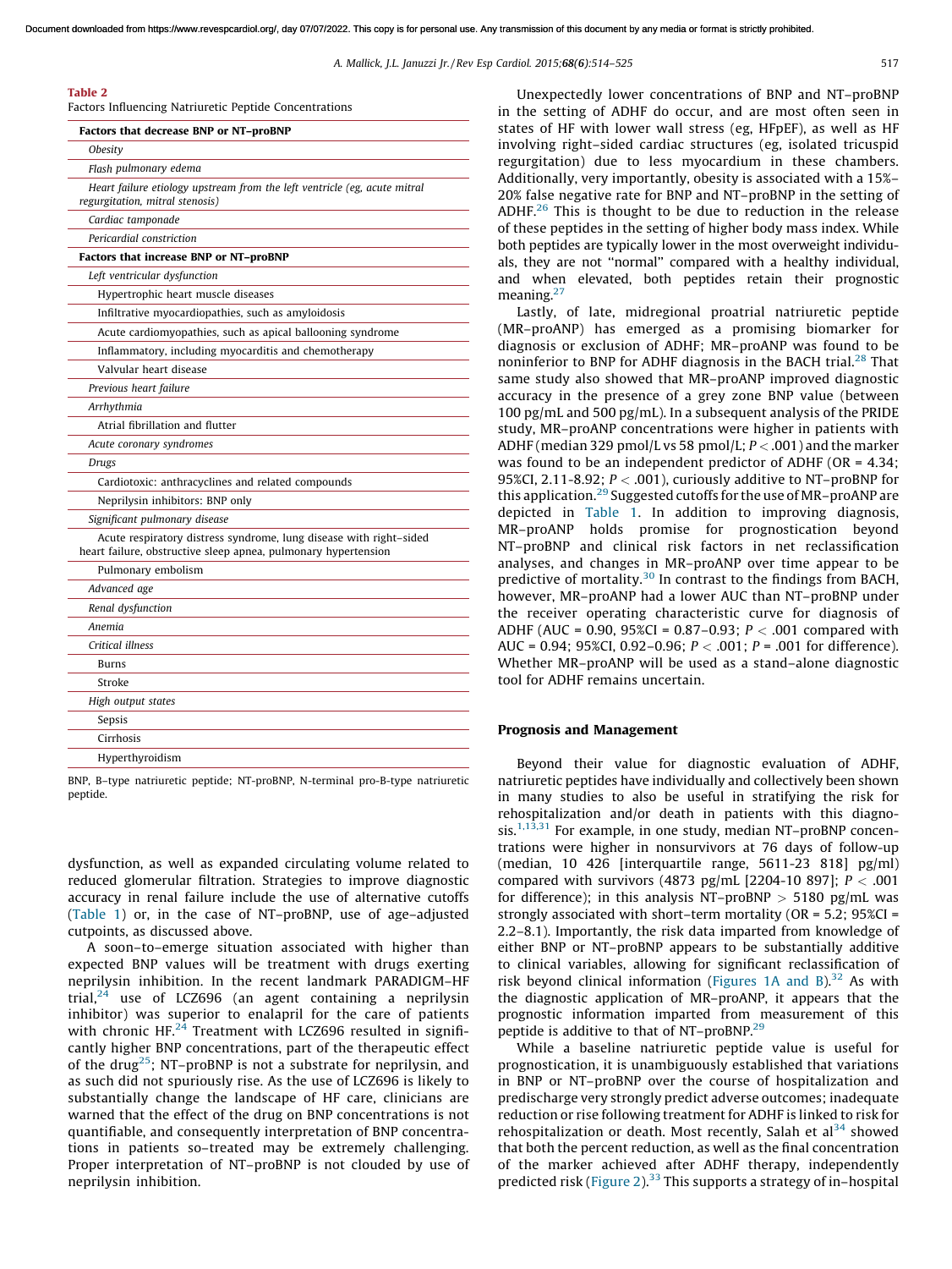**Table 2**
Factors Influencing Natriuretic Peptide Concentrations

| Factors that decrease BNP or NT–proBNP |
|---|
| *Obesity* |
| *Flash pulmonary edema* |
| *Heart failure etiology upstream from the left ventricle (eg, acute mitral regurgitation, mitral stenosis)* |
| *Cardiac tamponade* |
| *Pericardial constriction* |
| **Factors that increase BNP or NT–proBNP** |
| *Left ventricular dysfunction* |
| Hypertrophic heart muscle diseases |
| Infiltrative myocardiopathies, such as amyloidosis |
| Acute cardiomyopathies, such as apical ballooning syndrome |
| Inflammatory, including myocarditis and chemotherapy |
| Valvular heart disease |
| *Previous heart failure* |
| *Arrhythmia* |
| Atrial fibrillation and flutter |
| *Acute coronary syndromes* |
| *Drugs* |
| Cardiotoxic: anthracyclines and related compounds |
| Neprilysin inhibitors: BNP only |
| *Significant pulmonary disease* |
| Acute respiratory distress syndrome, lung disease with right–sided heart failure, obstructive sleep apnea, pulmonary hypertension |
| Pulmonary embolism |
| *Advanced age* |
| *Renal dysfunction* |
| *Anemia* |
| *Critical illness* |
| Burns |
| Stroke |
| *High output states* |
| Sepsis |
| Cirrhosis |
| Hyperthyroidism |

BNP, B–type natriuretic peptide; NT-proBNP, N-terminal pro-B-type natriuretic peptide.

dysfunction, as well as expanded circulating volume related to reduced glomerular filtration. Strategies to improve diagnostic accuracy in renal failure include the use of alternative cutoffs (Table 1) or, in the case of NT–proBNP, use of age–adjusted cutpoints, as discussed above.

A soon–to–emerge situation associated with higher than expected BNP values will be treatment with drugs exerting neprilysin inhibition. In the recent landmark PARADIGM–HF trial,[24] use of LCZ696 (an agent containing a neprilysin inhibitor) was superior to enalapril for the care of patients with chronic HF.[24] Treatment with LCZ696 resulted in significantly higher BNP concentrations, part of the therapeutic effect of the drug[25]; NT–proBNP is not a substrate for neprilysin, and as such did not spuriously rise. As the use of LCZ696 is likely to substantially change the landscape of HF care, clinicians are warned that the effect of the drug on BNP concentrations is not quantifiable, and consequently interpretation of BNP concentrations in patients so–treated may be extremely challenging. Proper interpretation of NT–proBNP is not clouded by use of neprilysin inhibition.

Unexpectedly lower concentrations of BNP and NT–proBNP in the setting of ADHF do occur, and are most often seen in states of HF with lower wall stress (eg, HFpEF), as well as HF involving right–sided cardiac structures (eg, isolated tricuspid regurgitation) due to less myocardium in these chambers. Additionally, very importantly, obesity is associated with a 15%–20% false negative rate for BNP and NT–proBNP in the setting of ADHF.[26] This is thought to be due to reduction in the release of these peptides in the setting of higher body mass index. While both peptides are typically lower in the most overweight individuals, they are not "normal" compared with a healthy individual, and when elevated, both peptides retain their prognostic meaning.[27]

Lastly, of late, midregional proatrial natriuretic peptide (MR–proANP) has emerged as a promising biomarker for diagnosis or exclusion of ADHF; MR–proANP was found to be noninferior to BNP for ADHF diagnosis in the BACH trial.[28] That same study also showed that MR–proANP improved diagnostic accuracy in the presence of a grey zone BNP value (between 100 pg/mL and 500 pg/mL). In a subsequent analysis of the PRIDE study, MR–proANP concentrations were higher in patients with ADHF (median 329 pmol/L vs 58 pmol/L; $P < .001$) and the marker was found to be an independent predictor of ADHF (OR = 4.34; 95%CI, 2.11-8.92; $P < .001$), curiously additive to NT–proBNP for this application.[29] Suggested cutoffs for the use of MR–proANP are depicted in Table 1. In addition to improving diagnosis, MR–proANP holds promise for prognostication beyond NT–proBNP and clinical risk factors in net reclassification analyses, and changes in MR–proANP over time appear to be predictive of mortality.[30] In contrast to the findings from BACH, however, MR–proANP had a lower AUC than NT–proBNP under the receiver operating characteristic curve for diagnosis of ADHF (AUC = 0.90, 95%CI = 0.87–0.93; $P < .001$ compared with AUC = 0.94; 95%CI, 0.92–0.96; $P < .001$; $P = .001$ for difference). Whether MR–proANP will be used as a stand–alone diagnostic tool for ADHF remains uncertain.

## Prognosis and Management

Beyond their value for diagnostic evaluation of ADHF, natriuretic peptides have individually and collectively been shown in many studies to also be useful in stratifying the risk for rehospitalization and/or death in patients with this diagnosis.[1,13,31] For example, in one study, median NT–proBNP concentrations were higher in nonsurvivors at 76 days of follow-up (median, 10 426 [interquartile range, 5611-23 818] pg/ml) compared with survivors (4873 pg/mL [2204-10 897]; $P < .001$ for difference); in this analysis NT–proBNP > 5180 pg/mL was strongly associated with short–term mortality (OR = 5.2; 95%CI = 2.2–8.1). Importantly, the risk data imparted from knowledge of either BNP or NT–proBNP appears to be substantially additive to clinical variables, allowing for significant reclassification of risk beyond clinical information (Figures 1A and B).[32] As with the diagnostic application of MR–proANP, it appears that the prognostic information imparted from measurement of this peptide is additive to that of NT–proBNP.[29]

While a baseline natriuretic peptide value is useful for prognostication, it is unambiguously established that variations in BNP or NT–proBNP over the course of hospitalization and predischarge very strongly predict adverse outcomes; inadequate reduction or rise following treatment for ADHF is linked to risk for rehospitalization or death. Most recently, Salah et al[34] showed that both the percent reduction, as well as the final concentration of the marker achieved after ADHF therapy, independently predicted risk (Figure 2).[33] This supports a strategy of in–hospital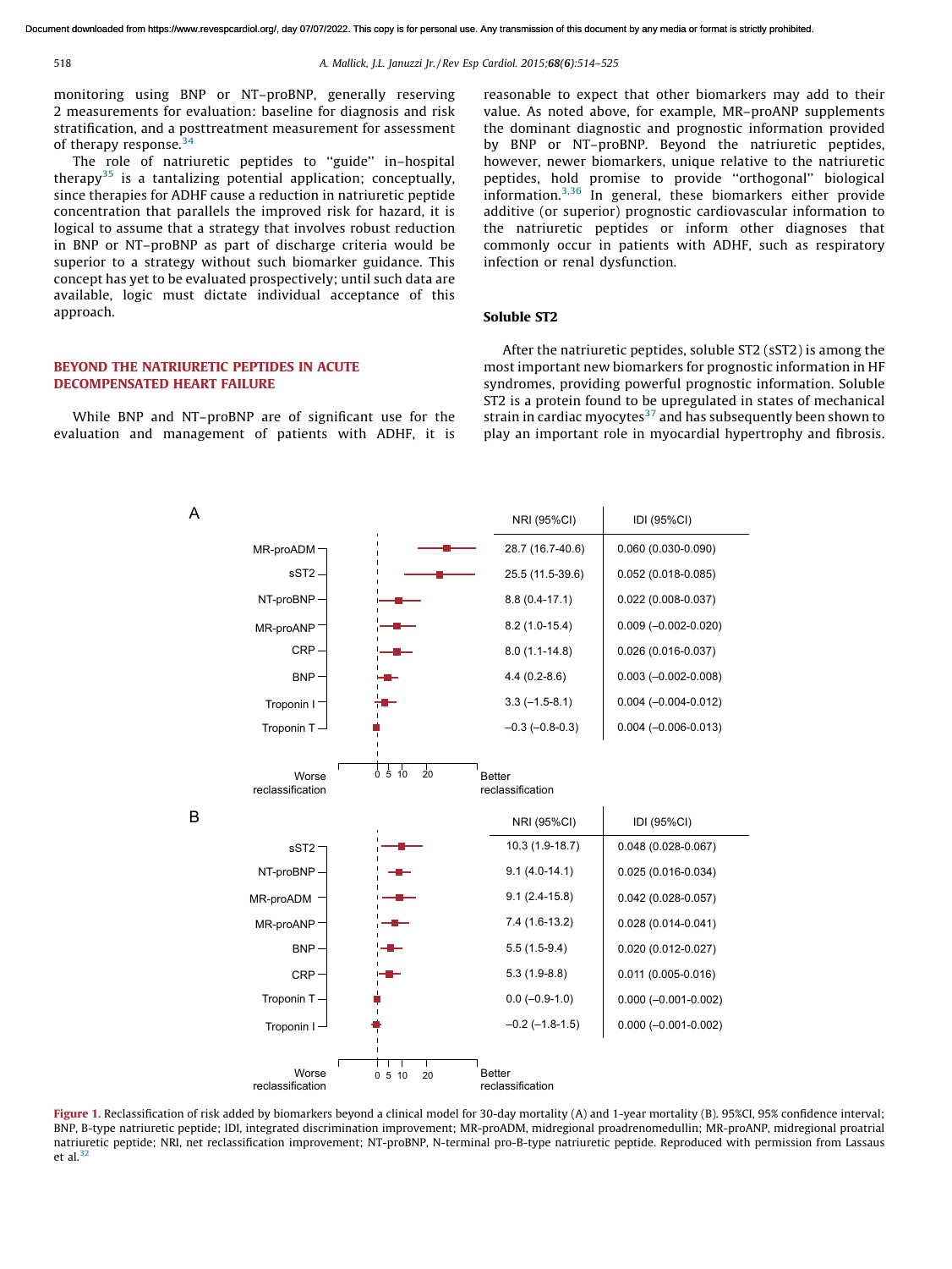monitoring using BNP or NT–proBNP, generally reserving 2 measurements for evaluation: baseline for diagnosis and risk stratification, and a posttreatment measurement for assessment of therapy response.[34]

The role of natriuretic peptides to ''guide'' in–hospital therapy[35] is a tantalizing potential application; conceptually, since therapies for ADHF cause a reduction in natriuretic peptide concentration that parallels the improved risk for hazard, it is logical to assume that a strategy that involves robust reduction in BNP or NT–proBNP as part of discharge criteria would be superior to a strategy without such biomarker guidance. This concept has yet to be evaluated prospectively; until such data are available, logic must dictate individual acceptance of this approach.

## BEYOND THE NATRIURETIC PEPTIDES IN ACUTE DECOMPENSATED HEART FAILURE

While BNP and NT–proBNP are of significant use for the evaluation and management of patients with ADHF, it is reasonable to expect that other biomarkers may add to their value. As noted above, for example, MR–proANP supplements the dominant diagnostic and prognostic information provided by BNP or NT–proBNP. Beyond the natriuretic peptides, however, newer biomarkers, unique relative to the natriuretic peptides, hold promise to provide ''orthogonal'' biological information.[3,36] In general, these biomarkers either provide additive (or superior) prognostic cardiovascular information to the natriuretic peptides or inform other diagnoses that commonly occur in patients with ADHF, such as respiratory infection or renal dysfunction.

### Soluble ST2

After the natriuretic peptides, soluble ST2 (sST2) is among the most important new biomarkers for prognostic information in HF syndromes, providing powerful prognostic information. Soluble ST2 is a protein found to be upregulated in states of mechanical strain in cardiac myocytes[37] and has subsequently been shown to play an important role in myocardial hypertrophy and fibrosis.

**A**

| Biomarker | NRI (95%CI) | IDI (95%CI) |
|---|---|---|
| MR-proADM | 28.7 (16.7-40.6) | 0.060 (0.030-0.090) |
| sST2 | 25.5 (11.5-39.6) | 0.052 (0.018-0.085) |
| NT-proBNP | 8.8 (0.4-17.1) | 0.022 (0.008-0.037) |
| MR-proANP | 8.2 (1.0-15.4) | 0.009 (–0.002-0.020) |
| CRP | 8.0 (1.1-14.8) | 0.026 (0.016-0.037) |
| BNP | 4.4 (0.2-8.6) | 0.003 (–0.002-0.008) |
| Troponin I | 3.3 (–1.5-8.1) | 0.004 (–0.004-0.012) |
| Troponin T | –0.3 (–0.8-0.3) | 0.004 (–0.006-0.013) |

Worse reclassification — 0 5 10 20 — Better reclassification

**B**

| Biomarker | NRI (95%CI) | IDI (95%CI) |
|---|---|---|
| sST2 | 10.3 (1.9-18.7) | 0.048 (0.028-0.067) |
| NT-proBNP | 9.1 (4.0-14.1) | 0.025 (0.016-0.034) |
| MR-proADM | 9.1 (2.4-15.8) | 0.042 (0.028-0.057) |
| MR-proANP | 7.4 (1.6-13.2) | 0.028 (0.014-0.041) |
| BNP | 5.5 (1.5-9.4) | 0.020 (0.012-0.027) |
| CRP | 5.3 (1.9-8.8) | 0.011 (0.005-0.016) |
| Troponin T | 0.0 (–0.9-1.0) | 0.000 (–0.001-0.002) |
| Troponin I | –0.2 (–1.8-1.5) | 0.000 (–0.001-0.002) |

Worse reclassification — 0 5 10 20 — Better reclassification

**Figure 1.** Reclassification of risk added by biomarkers beyond a clinical model for 30-day mortality (A) and 1-year mortality (B). 95%CI, 95% confidence interval; BNP, B-type natriuretic peptide; IDI, integrated discrimination improvement; MR-proADM, midregional proadrenomedullin; MR-proANP, midregional proatrial natriuretic peptide; NRI, net reclassification improvement; NT-proBNP, N-terminal pro-B-type natriuretic peptide. Reproduced with permission from Lassaus et al.[32]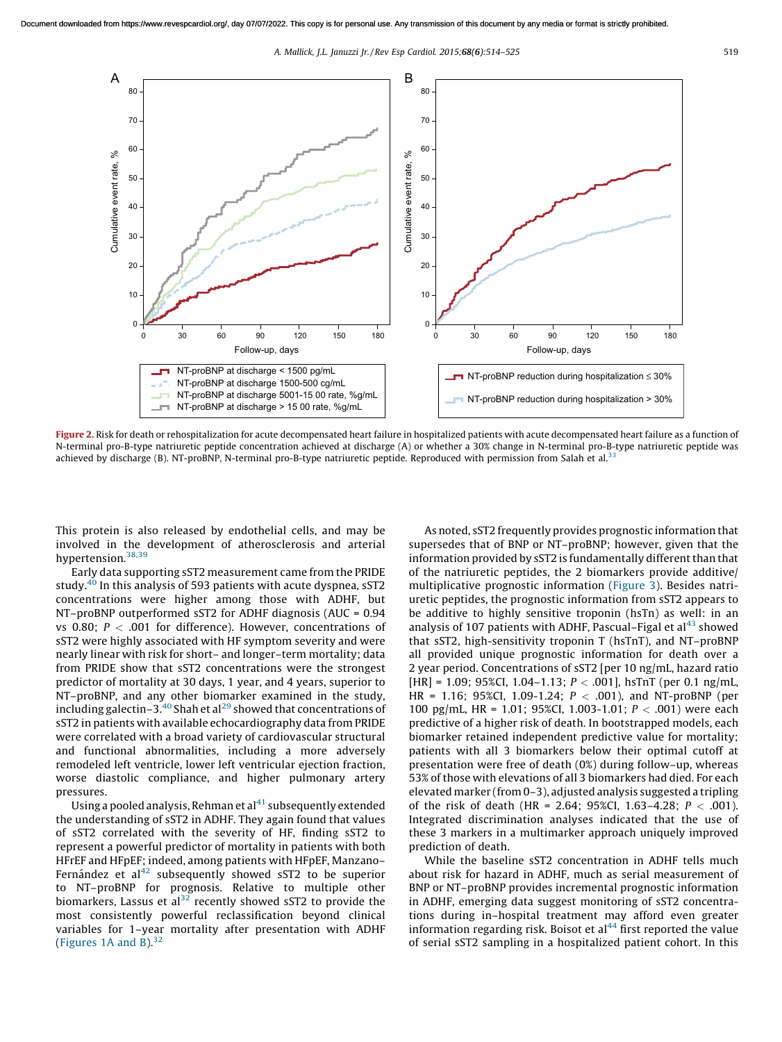**Figure 2.** Risk for death or rehospitalization for acute decompensated heart failure in hospitalized patients with acute decompensated heart failure as a function of N-terminal pro-B-type natriuretic peptide concentration achieved at discharge (A) or whether a 30% change in N-terminal pro-B-type natriuretic peptide was achieved by discharge (B). NT-proBNP, N-terminal pro-B-type natriuretic peptide. Reproduced with permission from Salah et al.[33]

This protein is also released by endothelial cells, and may be involved in the development of atherosclerosis and arterial hypertension.[38,39]

Early data supporting sST2 measurement came from the PRIDE study.[40] In this analysis of 593 patients with acute dyspnea, sST2 concentrations were higher among those with ADHF, but NT–proBNP outperformed sST2 for ADHF diagnosis (AUC = 0.94 vs 0.80; $P < .001$ for difference). However, concentrations of sST2 were highly associated with HF symptom severity and were nearly linear with risk for short– and longer–term mortality; data from PRIDE show that sST2 concentrations were the strongest predictor of mortality at 30 days, 1 year, and 4 years, superior to NT–proBNP, and any other biomarker examined in the study, including galectin–3.[40] Shah et al[29] showed that concentrations of sST2 in patients with available echocardiography data from PRIDE were correlated with a broad variety of cardiovascular structural and functional abnormalities, including a more adversely remodeled left ventricle, lower left ventricular ejection fraction, worse diastolic compliance, and higher pulmonary artery pressures.

Using a pooled analysis, Rehman et al[41] subsequently extended the understanding of sST2 in ADHF. They again found that values of sST2 correlated with the severity of HF, finding sST2 to represent a powerful predictor of mortality in patients with both HFrEF and HFpEF; indeed, among patients with HFpEF, Manzano–Fernández et al[42] subsequently showed sST2 to be superior to NT–proBNP for prognosis. Relative to multiple other biomarkers, Lassus et al[32] recently showed sST2 to provide the most consistently powerful reclassification beyond clinical variables for 1–year mortality after presentation with ADHF (Figures 1A and B).[32]

As noted, sST2 frequently provides prognostic information that supersedes that of BNP or NT–proBNP; however, given that the information provided by sST2 is fundamentally different than that of the natriuretic peptides, the 2 biomarkers provide additive/multiplicative prognostic information (Figure 3). Besides natriuretic peptides, the prognostic information from sST2 appears to be additive to highly sensitive troponin (hsTn) as well: in an analysis of 107 patients with ADHF, Pascual–Figal et al[43] showed that sST2, high-sensitivity troponin T (hsTnT), and NT–proBNP all provided unique prognostic information for death over a 2 year period. Concentrations of sST2 [per 10 ng/mL, hazard ratio [HR] = 1.09; 95%CI, 1.04–1.13; $P < .001$], hsTnT (per 0.1 ng/mL, HR = 1.16; 95%CI, 1.09-1.24; $P < .001$), and NT-proBNP (per 100 pg/mL, HR = 1.01; 95%CI, 1.003-1.01; $P < .001$) were each predictive of a higher risk of death. In bootstrapped models, each biomarker retained independent predictive value for mortality; patients with all 3 biomarkers below their optimal cutoff at presentation were free of death (0%) during follow–up, whereas 53% of those with elevations of all 3 biomarkers had died. For each elevated marker (from 0–3), adjusted analysis suggested a tripling of the risk of death (HR = 2.64; 95%CI, 1.63–4.28; $P < .001$). Integrated discrimination analyses indicated that the use of these 3 markers in a multimarker approach uniquely improved prediction of death.

While the baseline sST2 concentration in ADHF tells much about risk for hazard in ADHF, much as serial measurement of BNP or NT–proBNP provides incremental prognostic information in ADHF, emerging data suggest monitoring of sST2 concentrations during in–hospital treatment may afford even greater information regarding risk. Boisot et al[44] first reported the value of serial sST2 sampling in a hospitalized patient cohort. In this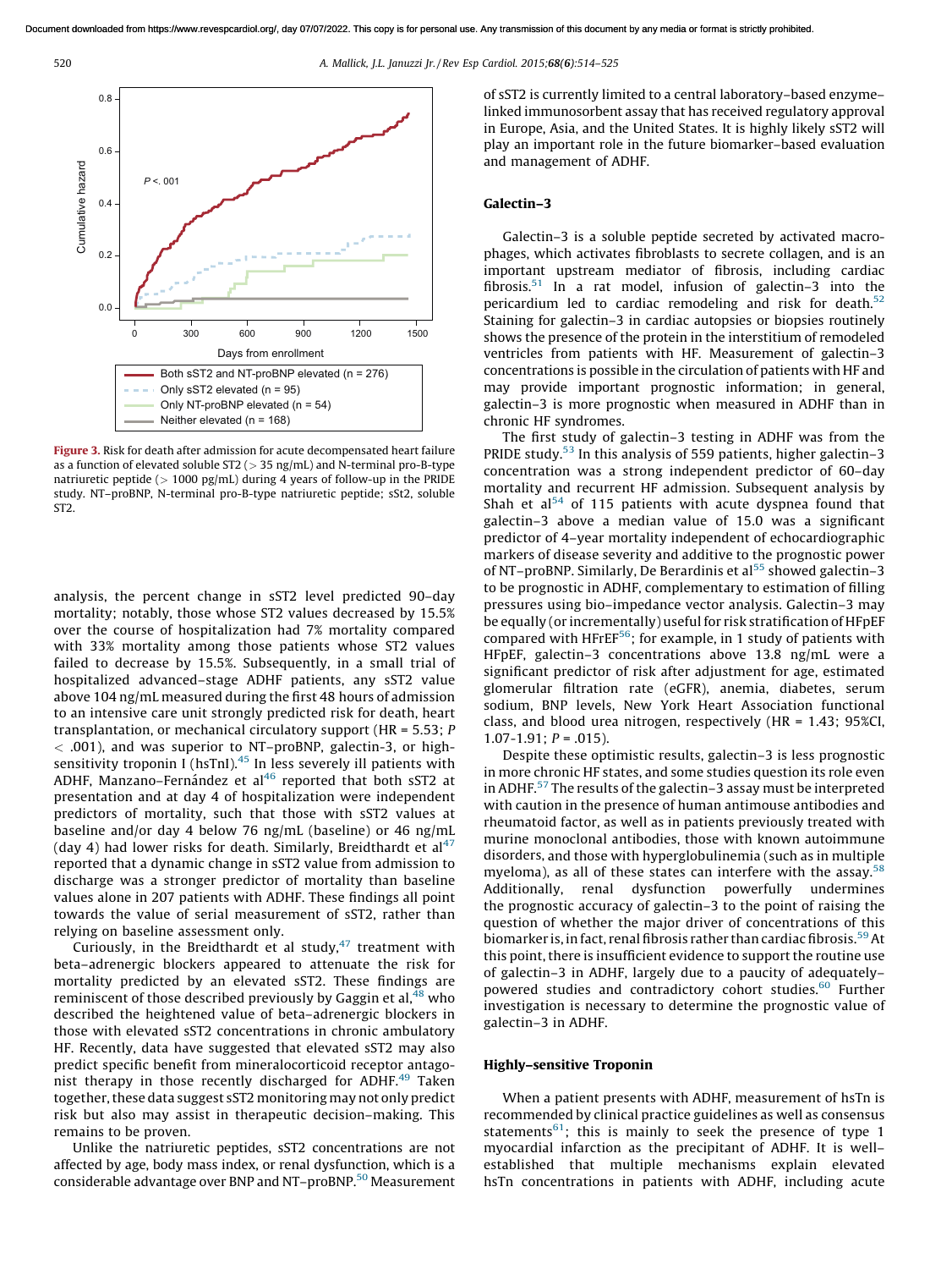Figure 3. Risk for death after admission for acute decompensated heart failure as a function of elevated soluble ST2 (> 35 ng/mL) and N-terminal pro-B-type natriuretic peptide (> 1000 pg/mL) during 4 years of follow-up in the PRIDE study. NT–proBNP, N-terminal pro-B-type natriuretic peptide; sSt2, soluble ST2.

analysis, the percent change in sST2 level predicted 90–day mortality; notably, those whose ST2 values decreased by 15.5% over the course of hospitalization had 7% mortality compared with 33% mortality among those patients whose ST2 values failed to decrease by 15.5%. Subsequently, in a small trial of hospitalized advanced–stage ADHF patients, any sST2 value above 104 ng/mL measured during the first 48 hours of admission to an intensive care unit strongly predicted risk for death, heart transplantation, or mechanical circulatory support (HR = 5.53; $P < .001$), and was superior to NT–proBNP, galectin-3, or high-sensitivity troponin I (hsTnI).[45] In less severely ill patients with ADHF, Manzano–Fernández et al[46] reported that both sST2 at presentation and at day 4 of hospitalization were independent predictors of mortality, such that those with sST2 values at baseline and/or day 4 below 76 ng/mL (baseline) or 46 ng/mL (day 4) had lower risks for death. Similarly, Breidthardt et al[47] reported that a dynamic change in sST2 value from admission to discharge was a stronger predictor of mortality than baseline values alone in 207 patients with ADHF. These findings all point towards the value of serial measurement of sST2, rather than relying on baseline assessment only.

Curiously, in the Breidthardt et al study,[47] treatment with beta–adrenergic blockers appeared to attenuate the risk for mortality predicted by an elevated sST2. These findings are reminiscent of those described previously by Gaggin et al,[48] who described the heightened value of beta–adrenergic blockers in those with elevated sST2 concentrations in chronic ambulatory HF. Recently, data have suggested that elevated sST2 may also predict specific benefit from mineralocorticoid receptor antagonist therapy in those recently discharged for ADHF.[49] Taken together, these data suggest sST2 monitoring may not only predict risk but also may assist in therapeutic decision–making. This remains to be proven.

Unlike the natriuretic peptides, sST2 concentrations are not affected by age, body mass index, or renal dysfunction, which is a considerable advantage over BNP and NT–proBNP.[50] Measurement of sST2 is currently limited to a central laboratory–based enzyme–linked immunosorbent assay that has received regulatory approval in Europe, Asia, and the United States. It is highly likely sST2 will play an important role in the future biomarker–based evaluation and management of ADHF.

## Galectin–3

Galectin–3 is a soluble peptide secreted by activated macrophages, which activates fibroblasts to secrete collagen, and is an important upstream mediator of fibrosis, including cardiac fibrosis.[51] In a rat model, infusion of galectin–3 into the pericardium led to cardiac remodeling and risk for death.[52] Staining for galectin–3 in cardiac autopsies or biopsies routinely shows the presence of the protein in the interstitium of remodeled ventricles from patients with HF. Measurement of galectin–3 concentrations is possible in the circulation of patients with HF and may provide important prognostic information; in general, galectin–3 is more prognostic when measured in ADHF than in chronic HF syndromes.

The first study of galectin–3 testing in ADHF was from the PRIDE study.[53] In this analysis of 559 patients, higher galectin–3 concentration was a strong independent predictor of 60–day mortality and recurrent HF admission. Subsequent analysis by Shah et al[54] of 115 patients with acute dyspnea found that galectin–3 above a median value of 15.0 was a significant predictor of 4–year mortality independent of echocardiographic markers of disease severity and additive to the prognostic power of NT–proBNP. Similarly, De Berardinis et al[55] showed galectin–3 to be prognostic in ADHF, complementary to estimation of filling pressures using bio–impedance vector analysis. Galectin–3 may be equally (or incrementally) useful for risk stratification of HFpEF compared with HFrEF[56]; for example, in 1 study of patients with HFpEF, galectin–3 concentrations above 13.8 ng/mL were a significant predictor of risk after adjustment for age, estimated glomerular filtration rate (eGFR), anemia, diabetes, serum sodium, BNP levels, New York Heart Association functional class, and blood urea nitrogen, respectively (HR = 1.43; 95%CI, 1.07-1.91; $P = .015$).

Despite these optimistic results, galectin–3 is less prognostic in more chronic HF states, and some studies question its role even in ADHF.[57] The results of the galectin–3 assay must be interpreted with caution in the presence of human antimouse antibodies and rheumatoid factor, as well as in patients previously treated with murine monoclonal antibodies, those with known autoimmune disorders, and those with hyperglobulinemia (such as in multiple myeloma), as all of these states can interfere with the assay.[58] Additionally, renal dysfunction powerfully undermines the prognostic accuracy of galectin–3 to the point of raising the question of whether the major driver of concentrations of this biomarker is, in fact, renal fibrosis rather than cardiac fibrosis.[59] At this point, there is insufficient evidence to support the routine use of galectin–3 in ADHF, largely due to a paucity of adequately–powered studies and contradictory cohort studies.[60] Further investigation is necessary to determine the prognostic value of galectin–3 in ADHF.

## Highly–sensitive Troponin

When a patient presents with ADHF, measurement of hsTn is recommended by clinical practice guidelines as well as consensus statements[61]; this is mainly to seek the presence of type 1 myocardial infarction as the precipitant of ADHF. It is well–established that multiple mechanisms explain elevated hsTn concentrations in patients with ADHF, including acute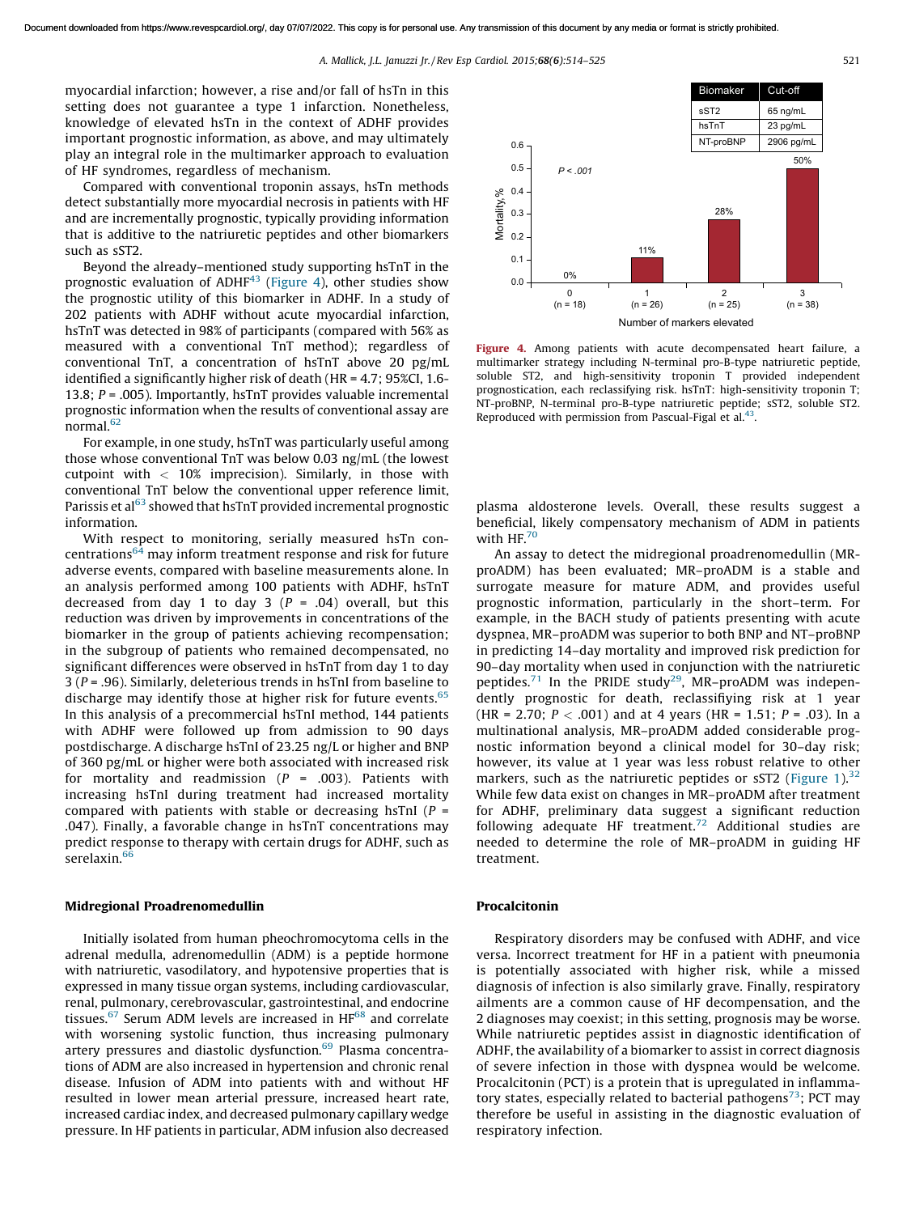myocardial infarction; however, a rise and/or fall of hsTn in this setting does not guarantee a type 1 infarction. Nonetheless, knowledge of elevated hsTn in the context of ADHF provides important prognostic information, as above, and may ultimately play an integral role in the multimarker approach to evaluation of HF syndromes, regardless of mechanism.

Compared with conventional troponin assays, hsTn methods detect substantially more myocardial necrosis in patients with HF and are incrementally prognostic, typically providing information that is additive to the natriuretic peptides and other biomarkers such as sST2.

Beyond the already–mentioned study supporting hsTnT in the prognostic evaluation of ADHF[43] (Figure 4), other studies show the prognostic utility of this biomarker in ADHF. In a study of 202 patients with ADHF without acute myocardial infarction, hsTnT was detected in 98% of participants (compared with 56% as measured with a conventional TnT method); regardless of conventional TnT, a concentration of hsTnT above 20 pg/mL identified a significantly higher risk of death (HR = 4.7; 95%CI, 1.6-13.8; $P$ = .005). Importantly, hsTnT provides valuable incremental prognostic information when the results of conventional assay are normal.[62]

For example, in one study, hsTnT was particularly useful among those whose conventional TnT was below 0.03 ng/mL (the lowest cutpoint with < 10% imprecision). Similarly, in those with conventional TnT below the conventional upper reference limit, Parissis et al[63] showed that hsTnT provided incremental prognostic information.

With respect to monitoring, serially measured hsTn concentrations[64] may inform treatment response and risk for future adverse events, compared with baseline measurements alone. In an analysis performed among 100 patients with ADHF, hsTnT decreased from day 1 to day 3 ($P$ = .04) overall, but this reduction was driven by improvements in concentrations of the biomarker in the group of patients achieving recompensation; in the subgroup of patients who remained decompensated, no significant differences were observed in hsTnT from day 1 to day 3 ($P$ = .96). Similarly, deleterious trends in hsTnI from baseline to discharge may identify those at higher risk for future events.[65] In this analysis of a precommercial hsTnI method, 144 patients with ADHF were followed up from admission to 90 days postdischarge. A discharge hsTnI of 23.25 ng/L or higher and BNP of 360 pg/mL or higher were both associated with increased risk for mortality and readmission ($P$ = .003). Patients with increasing hsTnI during treatment had increased mortality compared with patients with stable or decreasing hsTnI ($P$ = .047). Finally, a favorable change in hsTnT concentrations may predict response to therapy with certain drugs for ADHF, such as serelaxin.[66]

| Biomaker | Cut-off |
|---|---|
| sST2 | 65 ng/mL |
| hsTnT | 23 pg/mL |
| NT-proBNP | 2906 pg/mL |

| Number of markers elevated | Mortality, % |
|---|---|
| 0 (n = 18) | 0% |
| 1 (n = 26) | 11% |
| 2 (n = 25) | 28% |
| 3 (n = 38) | 50% |

$P$ < .001

**Figure 4.** Among patients with acute decompensated heart failure, a multimarker strategy including N-terminal pro-B-type natriuretic peptide, soluble ST2, and high-sensitivity troponin T provided independent prognostication, each reclassifying risk. hsTnT: high-sensitivity troponin T; NT-proBNP, N-terminal pro-B-type natriuretic peptide; sST2, soluble ST2. Reproduced with permission from Pascual-Figal et al.[43].

## Midregional Proadrenomedullin

Initially isolated from human pheochromocytoma cells in the adrenal medulla, adrenomedullin (ADM) is a peptide hormone with natriuretic, vasodilatory, and hypotensive properties that is expressed in many tissue organ systems, including cardiovascular, renal, pulmonary, cerebrovascular, gastrointestinal, and endocrine tissues.[67] Serum ADM levels are increased in HF[68] and correlate with worsening systolic function, thus increasing pulmonary artery pressures and diastolic dysfunction.[69] Plasma concentrations of ADM are also increased in hypertension and chronic renal disease. Infusion of ADM into patients with and without HF resulted in lower mean arterial pressure, increased heart rate, increased cardiac index, and decreased pulmonary capillary wedge pressure. In HF patients in particular, ADM infusion also decreased plasma aldosterone levels. Overall, these results suggest a beneficial, likely compensatory mechanism of ADM in patients with HF.[70]

An assay to detect the midregional proadrenomedullin (MR-proADM) has been evaluated; MR–proADM is a stable and surrogate measure for mature ADM, and provides useful prognostic information, particularly in the short–term. For example, in the BACH study of patients presenting with acute dyspnea, MR–proADM was superior to both BNP and NT–proBNP in predicting 14–day mortality and improved risk prediction for 90–day mortality when used in conjunction with the natriuretic peptides.[71] In the PRIDE study[29], MR–proADM was independently prognostic for death, reclassifiying risk at 1 year (HR = 2.70; $P$ < .001) and at 4 years (HR = 1.51; $P$ = .03). In a multinational analysis, MR–proADM added considerable prognostic information beyond a clinical model for 30–day risk; however, its value at 1 year was less robust relative to other markers, such as the natriuretic peptides or sST2 (Figure 1).[32] While few data exist on changes in MR–proADM after treatment for ADHF, preliminary data suggest a significant reduction following adequate HF treatment.[72] Additional studies are needed to determine the role of MR–proADM in guiding HF treatment.

## Procalcitonin

Respiratory disorders may be confused with ADHF, and vice versa. Incorrect treatment for HF in a patient with pneumonia is potentially associated with higher risk, while a missed diagnosis of infection is also similarly grave. Finally, respiratory ailments are a common cause of HF decompensation, and the 2 diagnoses may coexist; in this setting, prognosis may be worse. While natriuretic peptides assist in diagnostic identification of ADHF, the availability of a biomarker to assist in correct diagnosis of severe infection in those with dyspnea would be welcome. Procalcitonin (PCT) is a protein that is upregulated in inflammatory states, especially related to bacterial pathogens[73]; PCT may therefore be useful in assisting in the diagnostic evaluation of respiratory infection.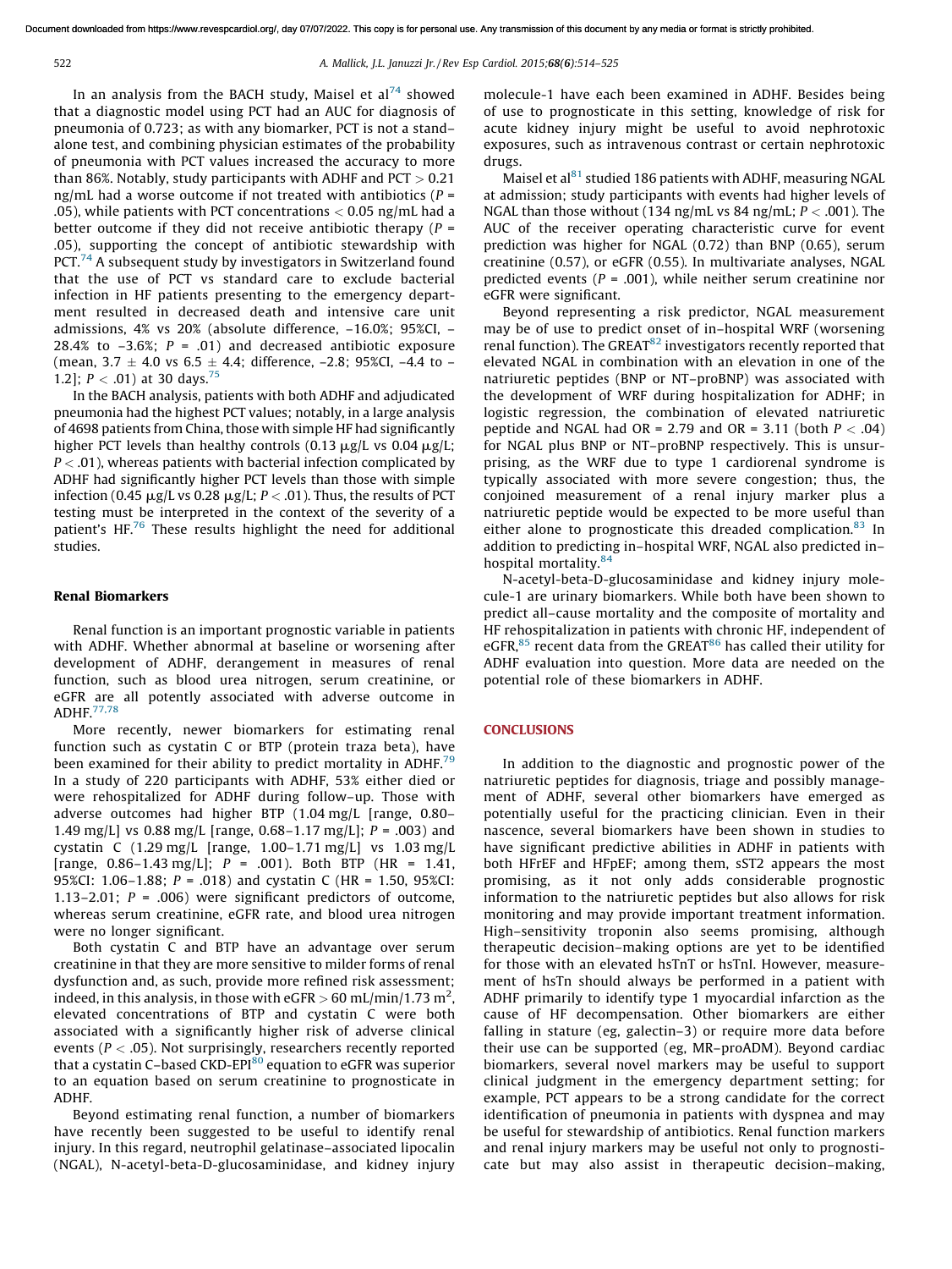In an analysis from the BACH study, Maisel et al[74] showed that a diagnostic model using PCT had an AUC for diagnosis of pneumonia of 0.723; as with any biomarker, PCT is not a stand–alone test, and combining physician estimates of the probability of pneumonia with PCT values increased the accuracy to more than 86%. Notably, study participants with ADHF and PCT > 0.21 ng/mL had a worse outcome if not treated with antibiotics ($P$ = .05), while patients with PCT concentrations < 0.05 ng/mL had a better outcome if they did not receive antibiotic therapy ($P$ = .05), supporting the concept of antibiotic stewardship with PCT.[74] A subsequent study by investigators in Switzerland found that the use of PCT vs standard care to exclude bacterial infection in HF patients presenting to the emergency department resulted in decreased death and intensive care unit admissions, 4% vs 20% (absolute difference, –16.0%; 95%CI, –28.4% to –3.6%; $P$ = .01) and decreased antibiotic exposure (mean, 3.7 ± 4.0 vs 6.5 ± 4.4; difference, –2.8; 95%CI, –4.4 to –1.2]; $P$ < .01) at 30 days.[75]

In the BACH analysis, patients with both ADHF and adjudicated pneumonia had the highest PCT values; notably, in a large analysis of 4698 patients from China, those with simple HF had significantly higher PCT levels than healthy controls (0.13 μg/L vs 0.04 μg/L; $P$ < .01), whereas patients with bacterial infection complicated by ADHF had significantly higher PCT levels than those with simple infection (0.45 μg/L vs 0.28 μg/L; $P$ < .01). Thus, the results of PCT testing must be interpreted in the context of the severity of a patient's HF.[76] These results highlight the need for additional studies.

### Renal Biomarkers

Renal function is an important prognostic variable in patients with ADHF. Whether abnormal at baseline or worsening after development of ADHF, derangement in measures of renal function, such as blood urea nitrogen, serum creatinine, or eGFR are all potently associated with adverse outcome in ADHF.[77,78]

More recently, newer biomarkers for estimating renal function such as cystatin C or BTP (protein traza beta), have been examined for their ability to predict mortality in ADHF.[79] In a study of 220 participants with ADHF, 53% either died or were rehospitalized for ADHF during follow–up. Those with adverse outcomes had higher BTP (1.04 mg/L [range, 0.80–1.49 mg/L] vs 0.88 mg/L [range, 0.68–1.17 mg/L]; $P$ = .003) and cystatin C (1.29 mg/L [range, 1.00–1.71 mg/L] vs 1.03 mg/L [range, 0.86–1.43 mg/L]; $P$ = .001). Both BTP (HR = 1.41, 95%CI: 1.06–1.88; $P$ = .018) and cystatin C (HR = 1.50, 95%CI: 1.13–2.01; $P$ = .006) were significant predictors of outcome, whereas serum creatinine, eGFR rate, and blood urea nitrogen were no longer significant.

Both cystatin C and BTP have an advantage over serum creatinine in that they are more sensitive to milder forms of renal dysfunction and, as such, provide more refined risk assessment; indeed, in this analysis, in those with eGFR > 60 mL/min/1.73 $m^2$, elevated concentrations of BTP and cystatin C were both associated with a significantly higher risk of adverse clinical events ($P$ < .05). Not surprisingly, researchers recently reported that a cystatin C–based CKD-EPI[80] equation to eGFR was superior to an equation based on serum creatinine to prognosticate in ADHF.

Beyond estimating renal function, a number of biomarkers have recently been suggested to be useful to identify renal injury. In this regard, neutrophil gelatinase–associated lipocalin (NGAL), N-acetyl-beta-D-glucosaminidase, and kidney injury molecule-1 have each been examined in ADHF. Besides being of use to prognosticate in this setting, knowledge of risk for acute kidney injury might be useful to avoid nephrotoxic exposures, such as intravenous contrast or certain nephrotoxic drugs.

Maisel et al[81] studied 186 patients with ADHF, measuring NGAL at admission; study participants with events had higher levels of NGAL than those without (134 ng/mL vs 84 ng/mL; $P$ < .001). The AUC of the receiver operating characteristic curve for event prediction was higher for NGAL (0.72) than BNP (0.65), serum creatinine (0.57), or eGFR (0.55). In multivariate analyses, NGAL predicted events ($P$ = .001), while neither serum creatinine nor eGFR were significant.

Beyond representing a risk predictor, NGAL measurement may be of use to predict onset of in–hospital WRF (worsening renal function). The GREAT[82] investigators recently reported that elevated NGAL in combination with an elevation in one of the natriuretic peptides (BNP or NT–proBNP) was associated with the development of WRF during hospitalization for ADHF; in logistic regression, the combination of elevated natriuretic peptide and NGAL had OR = 2.79 and OR = 3.11 (both $P$ < .04) for NGAL plus BNP or NT–proBNP respectively. This is unsurprising, as the WRF due to type 1 cardiorenal syndrome is typically associated with more severe congestion; thus, the conjoined measurement of a renal injury marker plus a natriuretic peptide would be expected to be more useful than either alone to prognosticate this dreaded complication.[83] In addition to predicting in–hospital WRF, NGAL also predicted in–hospital mortality.[84]

N-acetyl-beta-D-glucosaminidase and kidney injury molecule-1 are urinary biomarkers. While both have been shown to predict all–cause mortality and the composite of mortality and HF rehospitalization in patients with chronic HF, independent of eGFR,[85] recent data from the GREAT[86] has called their utility for ADHF evaluation into question. More data are needed on the potential role of these biomarkers in ADHF.

## CONCLUSIONS

In addition to the diagnostic and prognostic power of the natriuretic peptides for diagnosis, triage and possibly management of ADHF, several other biomarkers have emerged as potentially useful for the practicing clinician. Even in their nascence, several biomarkers have been shown in studies to have significant predictive abilities in ADHF in patients with both HFrEF and HFpEF; among them, sST2 appears the most promising, as it not only adds considerable prognostic information to the natriuretic peptides but also allows for risk monitoring and may provide important treatment information. High–sensitivity troponin also seems promising, although therapeutic decision–making options are yet to be identified for those with an elevated hsTnT or hsTnI. However, measurement of hsTn should always be performed in a patient with ADHF primarily to identify type 1 myocardial infarction as the cause of HF decompensation. Other biomarkers are either falling in stature (eg, galectin–3) or require more data before their use can be supported (eg, MR–proADM). Beyond cardiac biomarkers, several novel markers may be useful to support clinical judgment in the emergency department setting; for example, PCT appears to be a strong candidate for the correct identification of pneumonia in patients with dyspnea and may be useful for stewardship of antibiotics. Renal function markers and renal injury markers may be useful not only to prognosticate but may also assist in therapeutic decision–making,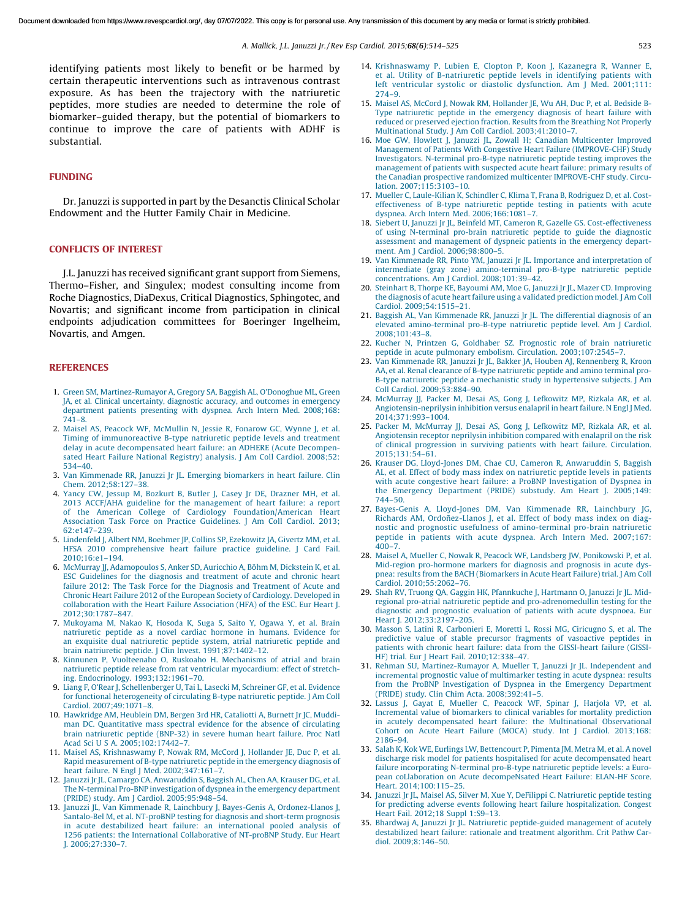identifying patients most likely to benefit or be harmed by certain therapeutic interventions such as intravenous contrast exposure. As has been the trajectory with the natriuretic peptides, more studies are needed to determine the role of biomarker–guided therapy, but the potential of biomarkers to continue to improve the care of patients with ADHF is substantial.

## FUNDING

Dr. Januzzi is supported in part by the Desanctis Clinical Scholar Endowment and the Hutter Family Chair in Medicine.

## CONFLICTS OF INTEREST

J.L. Januzzi has received significant grant support from Siemens, Thermo–Fisher, and Singulex; modest consulting income from Roche Diagnostics, DiaDexus, Critical Diagnostics, Sphingotec, and Novartis; and significant income from participation in clinical endpoints adjudication committees for Boeringer Ingelheim, Novartis, and Amgen.

## REFERENCES

1. Green SM, Martinez-Rumayor A, Gregory SA, Baggish AL, O'Donoghue ML, Green JA, et al. Clinical uncertainty, diagnostic accuracy, and outcomes in emergency department patients presenting with dyspnea. Arch Intern Med. 2008;168: 741–8.
2. Maisel AS, Peacock WF, McMullin N, Jessie R, Fonarow GC, Wynne J, et al. Timing of immunoreactive B-type natriuretic peptide levels and treatment delay in acute decompensated heart failure: an ADHERE (Acute Decompensated Heart Failure National Registry) analysis. J Am Coll Cardiol. 2008;52: 534–40.
3. Van Kimmenade RR, Januzzi Jr JL. Emerging biomarkers in heart failure. Clin Chem. 2012;58:127–38.
4. Yancy CW, Jessup M, Bozkurt B, Butler J, Casey Jr DE, Drazner MH, et al. 2013 ACCF/AHA guideline for the management of heart failure: a report of the American College of Cardiology Foundation/American Heart Association Task Force on Practice Guidelines. J Am Coll Cardiol. 2013; 62:e147–239.
5. Lindenfeld J, Albert NM, Boehmer JP, Collins SP, Ezekowitz JA, Givertz MM, et al. HFSA 2010 comprehensive heart failure practice guideline. J Card Fail. 2010;16:e1–194.
6. McMurray JJ, Adamopoulos S, Anker SD, Auricchio A, Böhm M, Dickstein K, et al. ESC Guidelines for the diagnosis and treatment of acute and chronic heart failure 2012: The Task Force for the Diagnosis and Treatment of Acute and Chronic Heart Failure 2012 of the European Society of Cardiology. Developed in collaboration with the Heart Failure Association (HFA) of the ESC. Eur Heart J. 2012;30:1787–847.
7. Mukoyama M, Nakao K, Hosoda K, Suga S, Saito Y, Ogawa Y, et al. Brain natriuretic peptide as a novel cardiac hormone in humans. Evidence for an exquisite dual natriuretic peptide system, atrial natriuretic peptide and brain natriuretic peptide. J Clin Invest. 1991;87:1402–12.
8. Kinnunen P, Vuolteenaho O, Ruskoaho H. Mechanisms of atrial and brain natriuretic peptide release from rat ventricular myocardium: effect of stretching. Endocrinology. 1993;132:1961–70.
9. Liang F, O'Rear J, Schellenberger U, Tai L, Lasecki M, Schreiner GF, et al. Evidence for functional heterogeneity of circulating B-type natriuretic peptide. J Am Coll Cardiol. 2007;49:1071–8.
10. Hawkridge AM, Heublein DM, Bergen 3rd HR, Cataliotti A, Burnett Jr JC, Muddiman DC. Quantitative mass spectral evidence for the absence of circulating brain natriuretic peptide (BNP-32) in severe human heart failure. Proc Natl Acad Sci U S A. 2005;102:17442–7.
11. Maisel AS, Krishnaswamy P, Nowak RM, McCord J, Hollander JE, Duc P, et al. Rapid measurement of B-type natriuretic peptide in the emergency diagnosis of heart failure. N Engl J Med. 2002;347:161–7.
12. Januzzi Jr JL, Camargo CA, Anwaruddin S, Baggish AL, Chen AA, Krauser DG, et al. The N-terminal Pro-BNP investigation of dyspnea in the emergency department (PRIDE) study. Am J Cardiol. 2005;95:948–54.
13. Januzzi JL, Van Kimmenade R, Lainchbury J, Bayes-Genis A, Ordonez-Llanos J, Santalo-Bel M, et al. NT-proBNP testing for diagnosis and short-term prognosis in acute destabilized heart failure: an international pooled analysis of 1256 patients: the International Collaborative of NT-proBNP Study. Eur Heart J. 2006;27:330–7.
14. Krishnaswamy P, Lubien E, Clopton P, Koon J, Kazanegra R, Wanner E, et al. Utility of B-natriuretic peptide levels in identifying patients with left ventricular systolic or diastolic dysfunction. Am J Med. 2001;111: 274–9.
15. Maisel AS, McCord J, Nowak RM, Hollander JE, Wu AH, Duc P, et al. Bedside B-Type natriuretic peptide in the emergency diagnosis of heart failure with reduced or preserved ejection fraction. Results from the Breathing Not Properly Multinational Study. J Am Coll Cardiol. 2003;41:2010–7.
16. Moe GW, Howlett J, Januzzi JL, Zowall H; Canadian Multicenter Improved Management of Patients With Congestive Heart Failure (IMPROVE-CHF) Study Investigators. N-terminal pro-B-type natriuretic peptide testing improves the management of patients with suspected acute heart failure: primary results of the Canadian prospective randomized multicenter IMPROVE-CHF study. Circulation. 2007;115:3103–10.
17. Mueller C, Laule-Kilian K, Schindler C, Klima T, Frana B, Rodriguez D, et al. Cost-effectiveness of B-type natriuretic peptide testing in patients with acute dyspnea. Arch Intern Med. 2006;166:1081–7.
18. Siebert U, Januzzi Jr JL, Beinfeld MT, Cameron R, Gazelle GS. Cost-effectiveness of using N-terminal pro-brain natriuretic peptide to guide the diagnostic assessment and management of dyspneic patients in the emergency department. Am J Cardiol. 2006;98:800–5.
19. Van Kimmenade RR, Pinto YM, Januzzi Jr JL. Importance and interpretation of intermediate (gray zone) amino-terminal pro-B-type natriuretic peptide concentrations. Am J Cardiol. 2008;101:39–42.
20. Steinhart B, Thorpe KE, Bayoumi AM, Moe G, Januzzi Jr JL, Mazer CD. Improving the diagnosis of acute heart failure using a validated prediction model. J Am Coll Cardiol. 2009;54:1515–21.
21. Baggish AL, Van Kimmenade RR, Januzzi Jr JL. The differential diagnosis of an elevated amino-terminal pro-B-type natriuretic peptide level. Am J Cardiol. 2008;101:43–8.
22. Kucher N, Printzen G, Goldhaber SZ. Prognostic role of brain natriuretic peptide in acute pulmonary embolism. Circulation. 2003;107:2545–7.
23. Van Kimmenade RR, Januzzi Jr JL, Bakker JA, Houben AJ, Rennenberg R, Kroon AA, et al. Renal clearance of B-type natriuretic peptide and amino terminal pro-B-type natriuretic peptide a mechanistic study in hypertensive subjects. J Am Coll Cardiol. 2009;53:884–90.
24. McMurray JJ, Packer M, Desai AS, Gong J, Lefkowitz MP, Rizkala AR, et al. Angiotensin-neprilysin inhibition versus enalapril in heart failure. N Engl J Med. 2014;371:993–1004.
25. Packer M, McMurray JJ, Desai AS, Gong J, Lefkowitz MP, Rizkala AR, et al. Angiotensin receptor neprilysin inhibition compared with enalapril on the risk of clinical progression in surviving patients with heart failure. Circulation. 2015;131:54–61.
26. Krauser DG, Lloyd-Jones DM, Chae CU, Cameron R, Anwaruddin S, Baggish AL, et al. Effect of body mass index on natriuretic peptide levels in patients with acute congestive heart failure: a ProBNP Investigation of Dyspnea in the Emergency Department (PRIDE) substudy. Am Heart J. 2005;149: 744–50.
27. Bayes-Genis A, Lloyd-Jones DM, Van Kimmenade RR, Lainchbury JG, Richards AM, Ordoñez-Llanos J, et al. Effect of body mass index on diagnostic and prognostic usefulness of amino-terminal pro-brain natriuretic peptide in patients with acute dyspnea. Arch Intern Med. 2007;167: 400–7.
28. Maisel A, Mueller C, Nowak R, Peacock WF, Landsberg JW, Ponikowski P, et al. Mid-region pro-hormone markers for diagnosis and prognosis in acute dyspnea: results from the BACH (Biomarkers in Acute Heart Failure) trial. J Am Coll Cardiol. 2010;55:2062–76.
29. Shah RV, Truong QA, Gaggin HK, Pfannkuche J, Hartmann O, Januzzi Jr JL. Mid-regional pro-atrial natriuretic peptide and pro-adrenomedullin testing for the diagnostic and prognostic evaluation of patients with acute dyspnoea. Eur Heart J. 2012;33:2197–205.
30. Masson S, Latini R, Carbonieri E, Moretti L, Rossi MG, Ciricugno S, et al. The predictive value of stable precursor fragments of vasoactive peptides in patients with chronic heart failure: data from the GISSI-heart failure (GISSI-HF) trial. Eur J Heart Fail. 2010;12:338–47.
31. Rehman SU, Martinez-Rumayor A, Mueller T, Januzzi Jr JL. Independent and incremental prognostic value of multimarker testing in acute dyspnea: results from the ProBNP Investigation of Dyspnea in the Emergency Department (PRIDE) study. Clin Chim Acta. 2008;392:41–5.
32. Lassus J, Gayat E, Mueller C, Peacock WF, Spinar J, Harjola VP, et al. Incremental value of biomarkers to clinical variables for mortality prediction in acutely decompensated heart failure: the Multinational Observational Cohort on Acute Heart Failure (MOCA) study. Int J Cardiol. 2013;168: 2186–94.
33. Salah K, Kok WE, Eurlings LW, Bettencourt P, Pimenta JM, Metra M, et al. A novel discharge risk model for patients hospitalised for acute decompensated heart failure incorporating N-terminal pro-B-type natriuretic peptide levels: a European coLlaboration on Acute decompeNsated Heart Failure: ELAN-HF Score. Heart. 2014;100:115–25.
34. Januzzi Jr JL, Maisel AS, Silver M, Xue Y, DeFilippi C. Natriuretic peptide testing for predicting adverse events following heart failure hospitalization. Congest Heart Fail. 2012;18 Suppl 1:S9–13.
35. Bhardwaj A, Januzzi Jr JL. Natriuretic peptide-guided management of acutely destabilized heart failure: rationale and treatment algorithm. Crit Pathw Cardiol. 2009;8:146–50.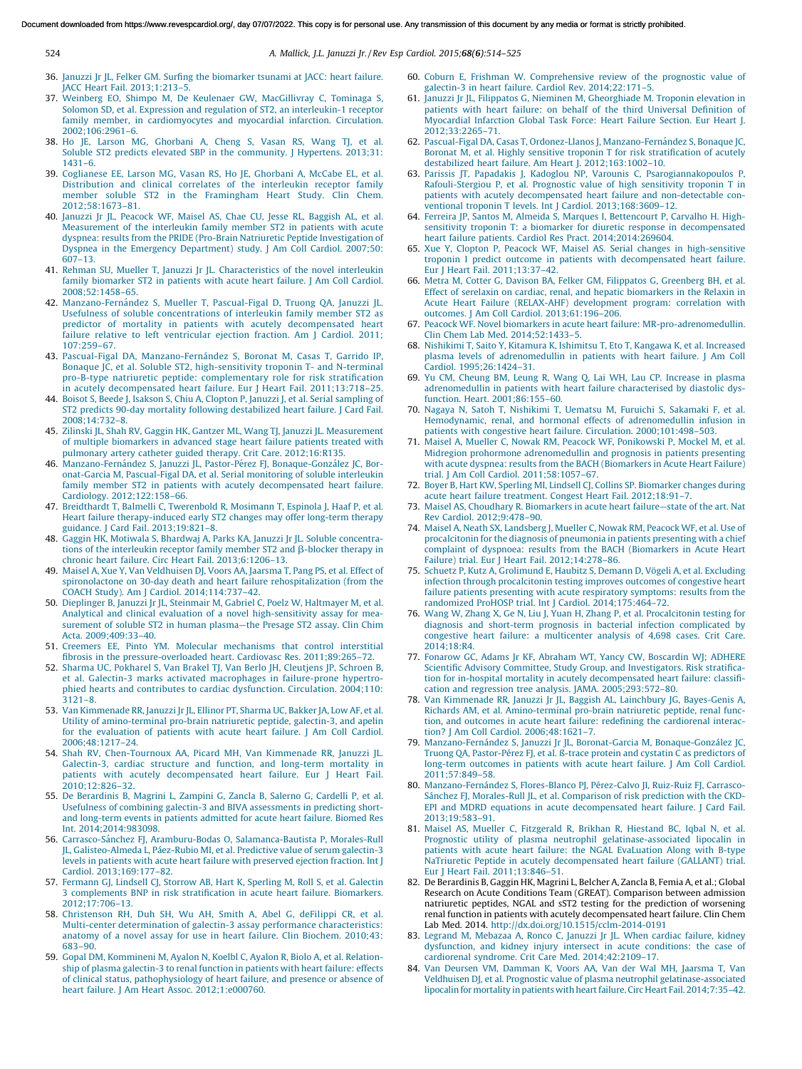36. Januzzi Jr JL, Felker GM. Surfing the biomarker tsunami at JACC: heart failure. JACC Heart Fail. 2013;1:213–5.
37. Weinberg EO, Shimpo M, De Keulenaer GW, MacGillivray C, Tominaga S, Solomon SD, et al. Expression and regulation of ST2, an interleukin-1 receptor family member, in cardiomyocytes and myocardial infarction. Circulation. 2002;106:2961–6.
38. Ho JE, Larson MG, Ghorbani A, Cheng S, Vasan RS, Wang TJ, et al. Soluble ST2 predicts elevated SBP in the community. J Hypertens. 2013;31:1431–6.
39. Coglianese EE, Larson MG, Vasan RS, Ho JE, Ghorbani A, McCabe EL, et al. Distribution and clinical correlates of the interleukin receptor family member soluble ST2 in the Framingham Heart Study. Clin Chem. 2012;58:1673–81.
40. Januzzi Jr JL, Peacock WF, Maisel AS, Chae CU, Jesse RL, Baggish AL, et al. Measurement of the interleukin family member ST2 in patients with acute dyspnea: results from the PRIDE (Pro-Brain Natriuretic Peptide Investigation of Dyspnea in the Emergency Department) study. J Am Coll Cardiol. 2007;50:607–13.
41. Rehman SU, Mueller T, Januzzi Jr JL. Characteristics of the novel interleukin family biomarker ST2 in patients with acute heart failure. J Am Coll Cardiol. 2008;52:1458–65.
42. Manzano-Fernández S, Mueller T, Pascual-Figal D, Truong QA, Januzzi JL. Usefulness of soluble concentrations of interleukin family member ST2 as predictor of mortality in patients with acutely decompensated heart failure relative to left ventricular ejection fraction. Am J Cardiol. 2011;107:259–67.
43. Pascual-Figal DA, Manzano-Fernández S, Boronat M, Casas T, Garrido IP, Bonaque JC, et al. Soluble ST2, high-sensitivity troponin T- and N-terminal pro-B-type natriuretic peptide: complementary role for risk stratification in acutely decompensated heart failure. Eur J Heart Fail. 2011;13:718–25.
44. Boisot S, Beede J, Isakson S, Chiu A, Clopton P, Januzzi J, et al. Serial sampling of ST2 predicts 90-day mortality following destabilized heart failure. J Card Fail. 2008;14:732–8.
45. Zilinski JL, Shah RV, Gaggin HK, Gantzer ML, Wang TJ, Januzzi JL. Measurement of multiple biomarkers in advanced stage heart failure patients treated with pulmonary artery catheter guided therapy. Crit Care. 2012;16:R135.
46. Manzano-Fernández S, Januzzi JL, Pastor-Pérez FJ, Bonaque-González JC, Boronat-Garcia M, Pascual-Figal DA, et al. Serial monitoring of soluble interleukin family member ST2 in patients with acutely decompensated heart failure. Cardiology. 2012;122:158–66.
47. Breidthardt T, Balmelli C, Twerenbold R, Mosimann T, Espinola J, Haaf P, et al. Heart failure therapy-induced early ST2 changes may offer long-term therapy guidance. J Card Fail. 2013;19:821–8.
48. Gaggin HK, Motiwala S, Bhardwaj A, Parks KA, Januzzi Jr JL. Soluble concentrations of the interleukin receptor family member ST2 and β-blocker therapy in chronic heart failure. Circ Heart Fail. 2013;6:1206–13.
49. Maisel A, Xue Y, Van Veldhuisen DJ, Voors AA, Jaarsma T, Pang PS, et al. Effect of spironolactone on 30-day death and heart failure rehospitalization (from the COACH Study). Am J Cardiol. 2014;114:737–42.
50. Dieplinger B, Januzzi Jr JL, Steinmair M, Gabriel C, Poelz W, Haltmayer M, et al. Analytical and clinical evaluation of a novel high-sensitivity assay for measurement of soluble ST2 in human plasma—the Presage ST2 assay. Clin Chim Acta. 2009;409:33–40.
51. Creemers EE, Pinto YM. Molecular mechanisms that control interstitial fibrosis in the pressure-overloaded heart. Cardiovasc Res. 2011;89:265–72.
52. Sharma UC, Pokharel S, Van Brakel TJ, Van Berlo JH, Cleutjens JP, Schroen B, et al. Galectin-3 marks activated macrophages in failure-prone hypertrophied hearts and contributes to cardiac dysfunction. Circulation. 2004;110:3121–8.
53. Van Kimmenade RR, Januzzi Jr JL, Ellinor PT, Sharma UC, Bakker JA, Low AF, et al. Utility of amino-terminal pro-brain natriuretic peptide, galectin-3, and apelin for the evaluation of patients with acute heart failure. J Am Coll Cardiol. 2006;48:1217–24.
54. Shah RV, Chen-Tournoux AA, Picard MH, Van Kimmenade RR, Januzzi JL. Galectin-3, cardiac structure and function, and long-term mortality in patients with acutely decompensated heart failure. Eur J Heart Fail. 2010;12:826–32.
55. De Berardinis B, Magrini L, Zampini G, Zancla B, Salerno G, Cardelli P, et al. Usefulness of combining galectin-3 and BIVA assessments in predicting short- and long-term events in patients admitted for acute heart failure. Biomed Res Int. 2014;2014:983098.
56. Carrasco-Sánchez FJ, Aramburu-Bodas O, Salamanca-Bautista P, Morales-Rull JL, Galisteo-Almeda L, Páez-Rubio MI, et al. Predictive value of serum galectin-3 levels in patients with acute heart failure with preserved ejection fraction. Int J Cardiol. 2013;169:177–82.
57. Fermann GJ, Lindsell CJ, Storrow AB, Hart K, Sperling M, Roll S, et al. Galectin 3 complements BNP in risk stratification in acute heart failure. Biomarkers. 2012;17:706–13.
58. Christenson RH, Duh SH, Wu AH, Smith A, Abel G, deFilippi CR, et al. Multi-center determination of galectin-3 assay performance characteristics: anatomy of a novel assay for use in heart failure. Clin Biochem. 2010;43:683–90.
59. Gopal DM, Kommineni M, Ayalon N, Koelbl C, Ayalon R, Biolo A, et al. Relationship of plasma galectin-3 to renal function in patients with heart failure: effects of clinical status, pathophysiology of heart failure, and presence or absence of heart failure. J Am Heart Assoc. 2012;1:e000760.
60. Coburn E, Frishman W. Comprehensive review of the prognostic value of galectin-3 in heart failure. Cardiol Rev. 2014;22:171–5.
61. Januzzi Jr JL, Filippatos G, Nieminen M, Gheorghiade M. Troponin elevation in patients with heart failure: on behalf of the third Universal Definition of Myocardial Infarction Global Task Force: Heart Failure Section. Eur Heart J. 2012;33:2265–71.
62. Pascual-Figal DA, Casas T, Ordonez-Llanos J, Manzano-Fernández S, Bonaque JC, Boronat M, et al. Highly sensitive troponin T for risk stratification of acutely destabilized heart failure. Am Heart J. 2012;163:1002–10.
63. Parissis JT, Papadakis J, Kadoglou NP, Varounis C, Psarogiannakopoulos P, Rafouli-Stergiou P, et al. Prognostic value of high sensitivity troponin T in patients with acutely decompensated heart failure and non-detectable conventional troponin T levels. Int J Cardiol. 2013;168:3609–12.
64. Ferreira JP, Santos M, Almeida S, Marques I, Bettencourt P, Carvalho H. High-sensitivity troponin T: a biomarker for diuretic response in decompensated heart failure patients. Cardiol Res Pract. 2014;2014:269604.
65. Xue Y, Clopton P, Peacock WF, Maisel AS. Serial changes in high-sensitive troponin I predict outcome in patients with decompensated heart failure. Eur J Heart Fail. 2011;13:37–42.
66. Metra M, Cotter G, Davison BA, Felker GM, Filippatos G, Greenberg BH, et al. Effect of serelaxin on cardiac, renal, and hepatic biomarkers in the Relaxin in Acute Heart Failure (RELAX-AHF) development program: correlation with outcomes. J Am Coll Cardiol. 2013;61:196–206.
67. Peacock WF. Novel biomarkers in acute heart failure: MR-pro-adrenomedullin. Clin Chem Lab Med. 2014;52:1433–5.
68. Nishikimi T, Saito Y, Kitamura K, Ishimitsu T, Eto T, Kangawa K, et al. Increased plasma levels of adrenomedullin in patients with heart failure. J Am Coll Cardiol. 1995;26:1424–31.
69. Yu CM, Cheung BM, Leung R, Wang Q, Lai WH, Lau CP. Increase in plasma adrenomedullin in patients with heart failure characterised by diastolic dysfunction. Heart. 2001;86:155–60.
70. Nagaya N, Satoh T, Nishikimi T, Uematsu M, Furuichi S, Sakamaki F, et al. Hemodynamic, renal, and hormonal effects of adrenomedullin infusion in patients with congestive heart failure. Circulation. 2000;101:498–503.
71. Maisel A, Mueller C, Nowak RM, Peacock WF, Ponikowski P, Mockel M, et al. Midregion prohormone adrenomedullin and prognosis in patients presenting with acute dyspnea: results from the BACH (Biomarkers in Acute Heart Failure) trial. J Am Coll Cardiol. 2011;58:1057–67.
72. Boyer B, Hart KW, Sperling MI, Lindsell CJ, Collins SP. Biomarker changes during acute heart failure treatment. Congest Heart Fail. 2012;18:91–7.
73. Maisel AS, Choudhary R. Biomarkers in acute heart failure—state of the art. Nat Rev Cardiol. 2012;9:478–90.
74. Maisel A, Neath SX, Landsberg J, Mueller C, Nowak RM, Peacock WF, et al. Use of procalcitonin for the diagnosis of pneumonia in patients presenting with a chief complaint of dyspnoea: results from the BACH (Biomarkers in Acute Heart Failure) trial. Eur J Heart Fail. 2012;14:278–86.
75. Schuetz P, Kutz A, Grolimund E, Haubitz S, Demann D, Vögeli A, et al. Excluding infection through procalcitonin testing improves outcomes of congestive heart failure patients presenting with acute respiratory symptoms: results from the randomized ProHOSP trial. Int J Cardiol. 2014;175:464–72.
76. Wang W, Zhang X, Ge N, Liu J, Yuan H, Zhang P, et al. Procalcitonin testing for diagnosis and short-term prognosis in bacterial infection complicated by congestive heart failure: a multicenter analysis of 4,698 cases. Crit Care. 2014;18:R4.
77. Fonarow GC, Adams Jr KF, Abraham WT, Yancy CW, Boscardin WJ; ADHERE Scientific Advisory Committee, Study Group, and Investigators. Risk stratification for in-hospital mortality in acutely decompensated heart failure: classification and regression tree analysis. JAMA. 2005;293:572–80.
78. Van Kimmenade RR, Januzzi Jr JL, Baggish AL, Lainchbury JG, Bayes-Genis A, Richards AM, et al. Amino-terminal pro-brain natriuretic peptide, renal function, and outcomes in acute heart failure: redefining the cardiorenal interaction? J Am Coll Cardiol. 2006;48:1621–7.
79. Manzano-Fernández S, Januzzi Jr JL, Boronat-Garcia M, Bonaque-González JC, Truong QA, Pastor-Pérez FJ, et al. ß-trace protein and cystatin C as predictors of long-term outcomes in patients with acute heart failure. J Am Coll Cardiol. 2011;57:849–58.
80. Manzano-Fernández S, Flores-Blanco PJ, Pérez-Calvo JI, Ruiz-Ruiz FJ, Carrasco-Sánchez FJ, Morales-Rull JL, et al. Comparison of risk prediction with the CKD-EPI and MDRD equations in acute decompensated heart failure. J Card Fail. 2013;19:583–91.
81. Maisel AS, Mueller C, Fitzgerald R, Brikhan R, Hiestand BC, Iqbal N, et al. Prognostic utility of plasma neutrophil gelatinase-associated lipocalin in patients with acute heart failure: the NGAL EvaLuation Along with B-type NaTriuretic Peptide in acutely decompensated heart failure (GALLANT) trial. Eur J Heart Fail. 2011;13:846–51.
82. De Berardinis B, Gaggin HK, Magrini L, Belcher A, Zancla B, Femia A, et al.; Global Research on Acute Conditions Team (GREAT). Comparison between admission natriuretic peptides, NGAL and sST2 testing for the prediction of worsening renal function in patients with acutely decompensated heart failure. Clin Chem Lab Med. 2014. http://dx.doi.org/10.1515/cclm-2014-0191
83. Legrand M, Mebazaa A, Ronco C, Januzzi Jr JL. When cardiac failure, kidney dysfunction, and kidney injury intersect in acute conditions: the case of cardiorenal syndrome. Crit Care Med. 2014;42:2109–17.
84. Van Deursen VM, Damman K, Voors AA, Van der Wal MH, Jaarsma T, Van Veldhuisen DJ, et al. Prognostic value of plasma neutrophil gelatinase-associated lipocalin for mortality in patients with heart failure. Circ Heart Fail. 2014;7:35–42.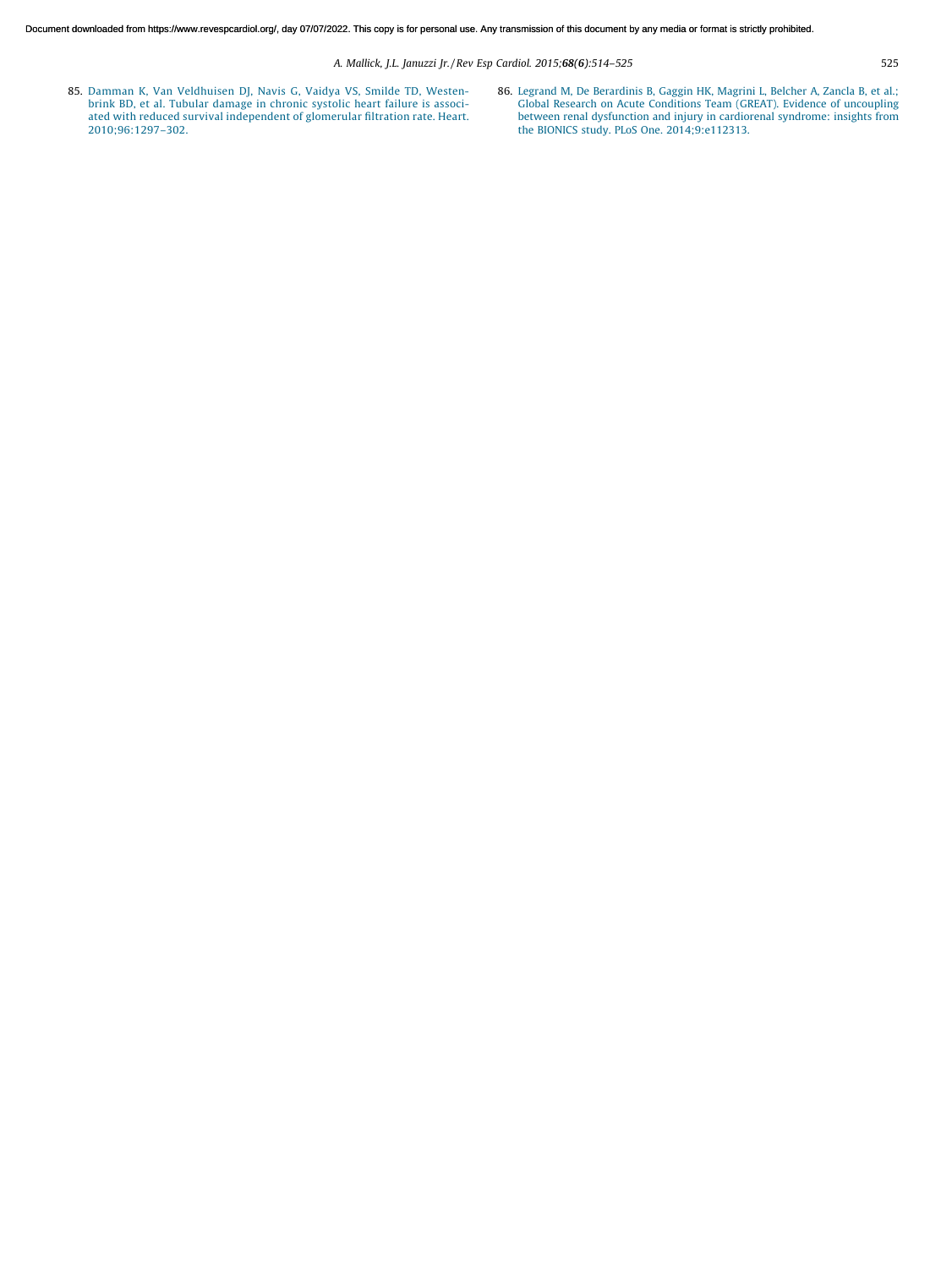85. Damman K, Van Veldhuisen DJ, Navis G, Vaidya VS, Smilde TD, Westenbrink BD, et al. Tubular damage in chronic systolic heart failure is associated with reduced survival independent of glomerular filtration rate. Heart. 2010;96:1297–302.

86. Legrand M, De Berardinis B, Gaggin HK, Magrini L, Belcher A, Zancla B, et al.; Global Research on Acute Conditions Team (GREAT). Evidence of uncoupling between renal dysfunction and injury in cardiorenal syndrome: insights from the BIONICS study. PLoS One. 2014;9:e112313.